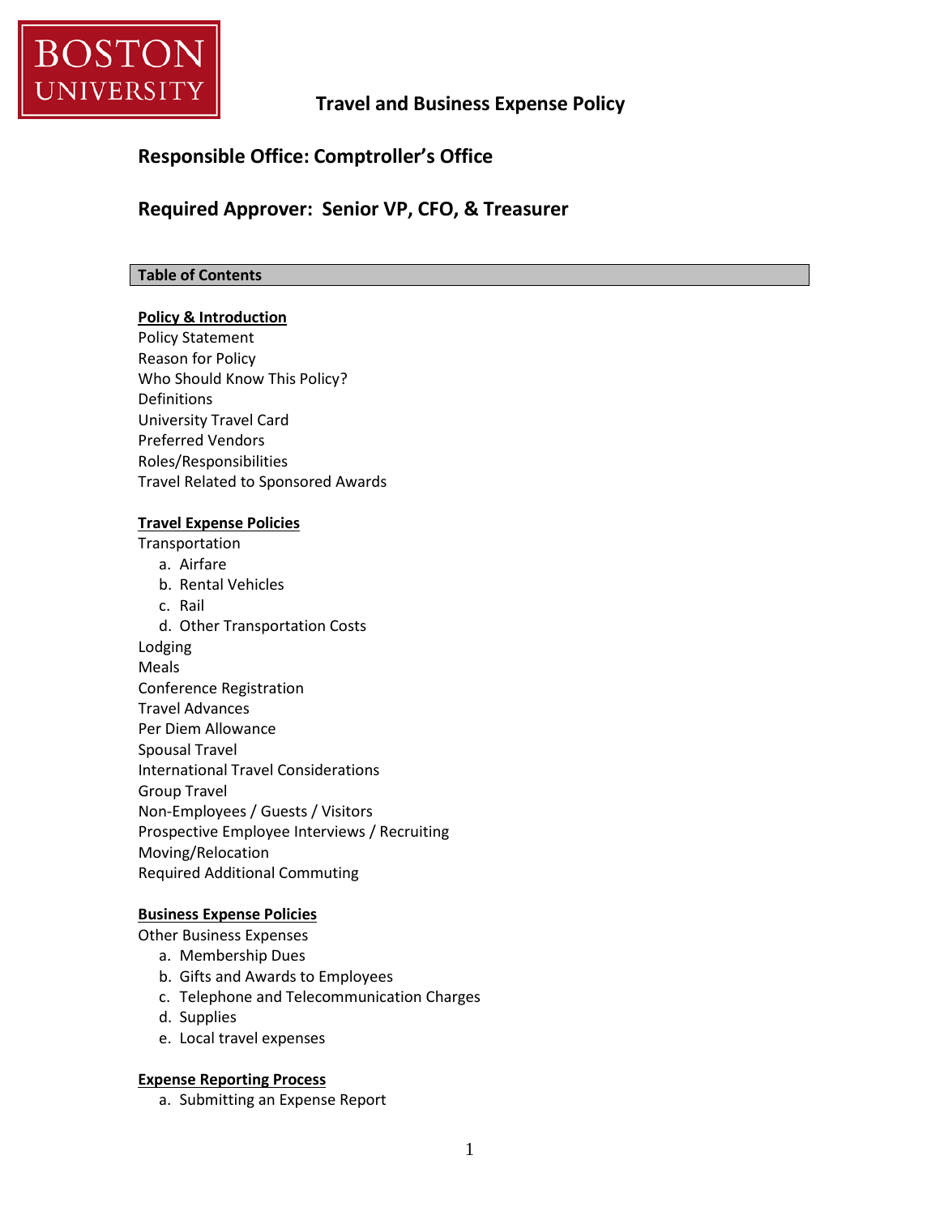BOSTON UNIVERSITY

# Travel and Business Expense Policy

## Responsible Office: Comptroller's Office

## Required Approver: Senior VP, CFO, & Treasurer

**Table of Contents**

**Policy & Introduction**

Policy Statement
Reason for Policy
Who Should Know This Policy?
Definitions
University Travel Card
Preferred Vendors
Roles/Responsibilities
Travel Related to Sponsored Awards

**Travel Expense Policies**

Transportation

a. Airfare
b. Rental Vehicles
c. Rail
d. Other Transportation Costs

Lodging
Meals
Conference Registration
Travel Advances
Per Diem Allowance
Spousal Travel
International Travel Considerations
Group Travel
Non-Employees / Guests / Visitors
Prospective Employee Interviews / Recruiting
Moving/Relocation
Required Additional Commuting

**Business Expense Policies**

Other Business Expenses

a. Membership Dues
b. Gifts and Awards to Employees
c. Telephone and Telecommunication Charges
d. Supplies
e. Local travel expenses

**Expense Reporting Process**

a. Submitting an Expense Report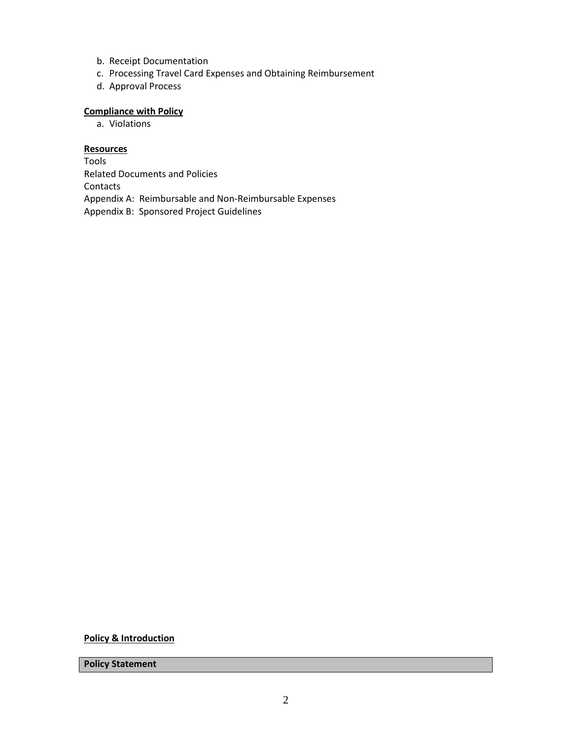b. Receipt Documentation
c. Processing Travel Card Expenses and Obtaining Reimbursement
d. Approval Process

**Compliance with Policy**

a. Violations

**Resources**

Tools
Related Documents and Policies
Contacts
Appendix A: Reimbursable and Non-Reimbursable Expenses
Appendix B: Sponsored Project Guidelines

## Policy & Introduction

### Policy Statement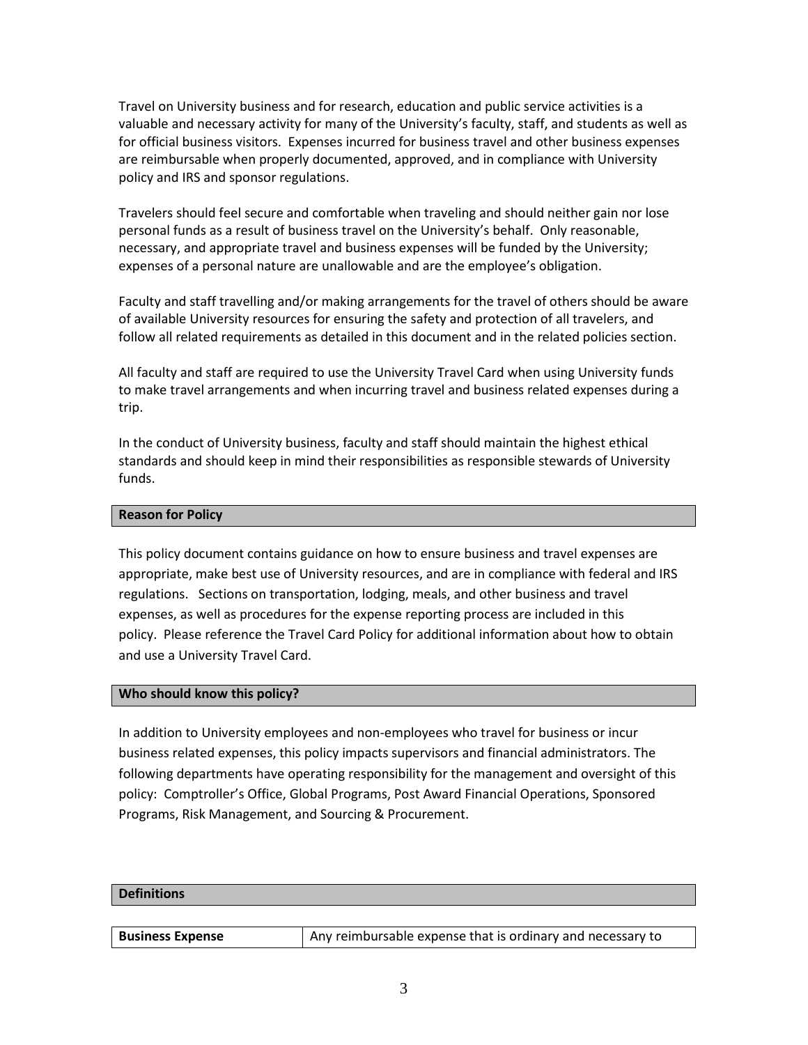Travel on University business and for research, education and public service activities is a valuable and necessary activity for many of the University's faculty, staff, and students as well as for official business visitors. Expenses incurred for business travel and other business expenses are reimbursable when properly documented, approved, and in compliance with University policy and IRS and sponsor regulations.

Travelers should feel secure and comfortable when traveling and should neither gain nor lose personal funds as a result of business travel on the University's behalf. Only reasonable, necessary, and appropriate travel and business expenses will be funded by the University; expenses of a personal nature are unallowable and are the employee's obligation.

Faculty and staff travelling and/or making arrangements for the travel of others should be aware of available University resources for ensuring the safety and protection of all travelers, and follow all related requirements as detailed in this document and in the related policies section.

All faculty and staff are required to use the University Travel Card when using University funds to make travel arrangements and when incurring travel and business related expenses during a trip.

In the conduct of University business, faculty and staff should maintain the highest ethical standards and should keep in mind their responsibilities as responsible stewards of University funds.

## Reason for Policy

This policy document contains guidance on how to ensure business and travel expenses are appropriate, make best use of University resources, and are in compliance with federal and IRS regulations. Sections on transportation, lodging, meals, and other business and travel expenses, as well as procedures for the expense reporting process are included in this policy. Please reference the Travel Card Policy for additional information about how to obtain and use a University Travel Card.

## Who should know this policy?

In addition to University employees and non-employees who travel for business or incur business related expenses, this policy impacts supervisors and financial administrators. The following departments have operating responsibility for the management and oversight of this policy: Comptroller's Office, Global Programs, Post Award Financial Operations, Sponsored Programs, Risk Management, and Sourcing & Procurement.

## Definitions

| **Business Expense** | Any reimbursable expense that is ordinary and necessary to |
|---|---|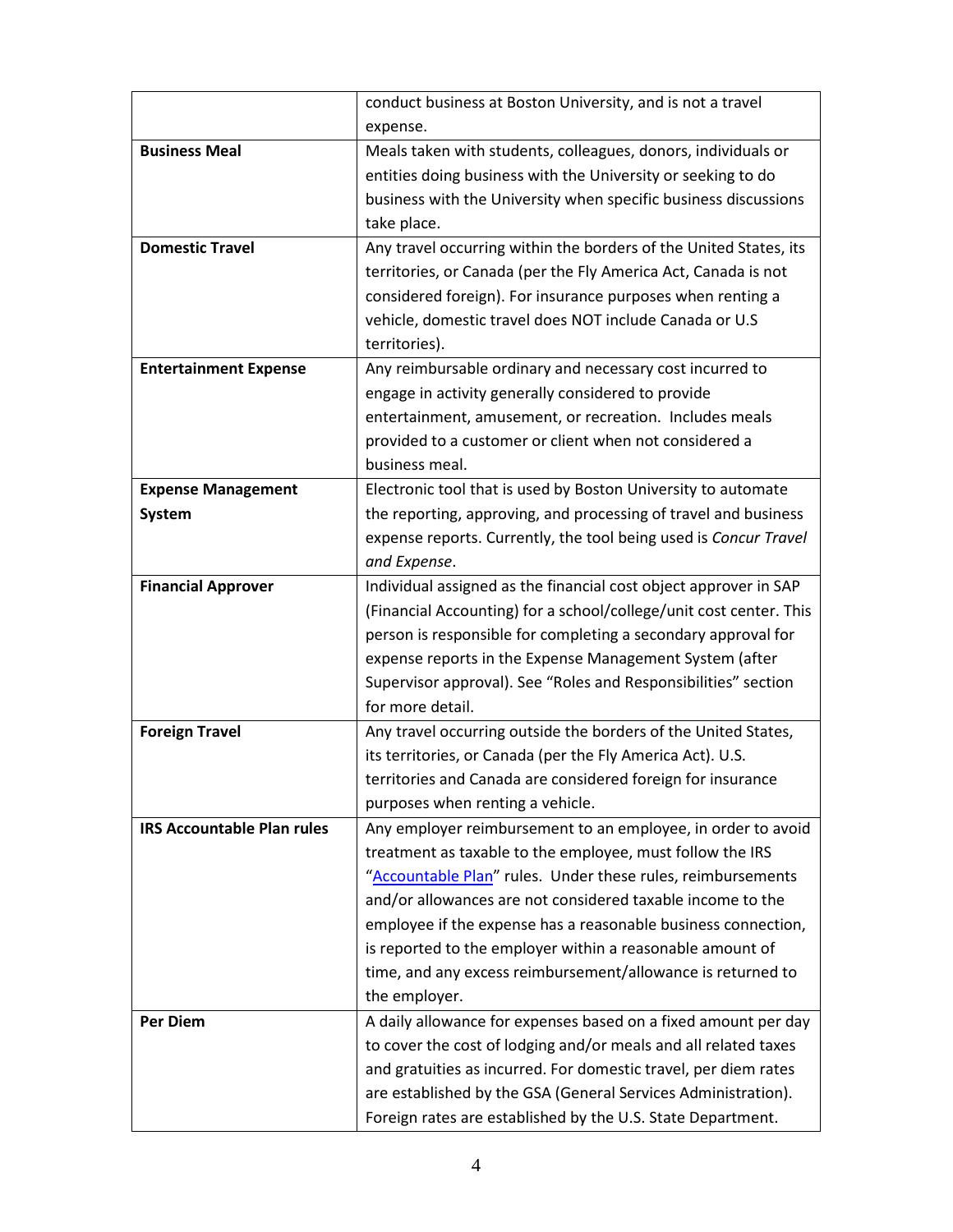| | |
|---|---|
| | conduct business at Boston University, and is not a travel expense. |
| **Business Meal** | Meals taken with students, colleagues, donors, individuals or entities doing business with the University or seeking to do business with the University when specific business discussions take place. |
| **Domestic Travel** | Any travel occurring within the borders of the United States, its territories, or Canada (per the Fly America Act, Canada is not considered foreign). For insurance purposes when renting a vehicle, domestic travel does NOT include Canada or U.S territories). |
| **Entertainment Expense** | Any reimbursable ordinary and necessary cost incurred to engage in activity generally considered to provide entertainment, amusement, or recreation. Includes meals provided to a customer or client when not considered a business meal. |
| **Expense Management System** | Electronic tool that is used by Boston University to automate the reporting, approving, and processing of travel and business expense reports. Currently, the tool being used is *Concur Travel and Expense*. |
| **Financial Approver** | Individual assigned as the financial cost object approver in SAP (Financial Accounting) for a school/college/unit cost center. This person is responsible for completing a secondary approval for expense reports in the Expense Management System (after Supervisor approval). See "Roles and Responsibilities" section for more detail. |
| **Foreign Travel** | Any travel occurring outside the borders of the United States, its territories, or Canada (per the Fly America Act). U.S. territories and Canada are considered foreign for insurance purposes when renting a vehicle. |
| **IRS Accountable Plan rules** | Any employer reimbursement to an employee, in order to avoid treatment as taxable to the employee, must follow the IRS "Accountable Plan" rules. Under these rules, reimbursements and/or allowances are not considered taxable income to the employee if the expense has a reasonable business connection, is reported to the employer within a reasonable amount of time, and any excess reimbursement/allowance is returned to the employer. |
| **Per Diem** | A daily allowance for expenses based on a fixed amount per day to cover the cost of lodging and/or meals and all related taxes and gratuities as incurred. For domestic travel, per diem rates are established by the GSA (General Services Administration). Foreign rates are established by the U.S. State Department. |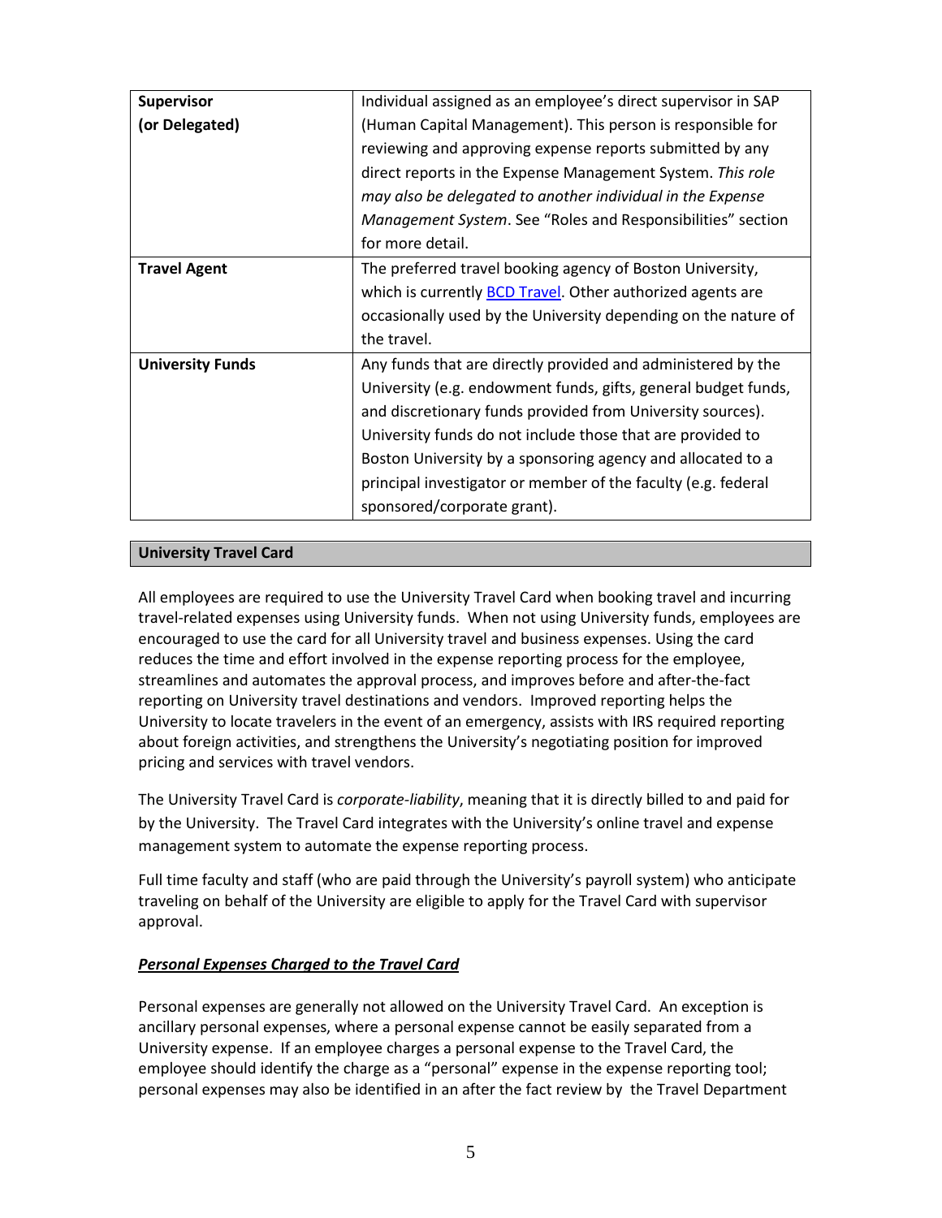| | |
|---|---|
| **Supervisor (or Delegated)** | Individual assigned as an employee's direct supervisor in SAP (Human Capital Management). This person is responsible for reviewing and approving expense reports submitted by any direct reports in the Expense Management System. *This role may also be delegated to another individual in the Expense Management System*. See "Roles and Responsibilities" section for more detail. |
| **Travel Agent** | The preferred travel booking agency of Boston University, which is currently BCD Travel. Other authorized agents are occasionally used by the University depending on the nature of the travel. |
| **University Funds** | Any funds that are directly provided and administered by the University (e.g. endowment funds, gifts, general budget funds, and discretionary funds provided from University sources). University funds do not include those that are provided to Boston University by a sponsoring agency and allocated to a principal investigator or member of the faculty (e.g. federal sponsored/corporate grant). |

## University Travel Card

All employees are required to use the University Travel Card when booking travel and incurring travel-related expenses using University funds. When not using University funds, employees are encouraged to use the card for all University travel and business expenses. Using the card reduces the time and effort involved in the expense reporting process for the employee, streamlines and automates the approval process, and improves before and after-the-fact reporting on University travel destinations and vendors. Improved reporting helps the University to locate travelers in the event of an emergency, assists with IRS required reporting about foreign activities, and strengthens the University's negotiating position for improved pricing and services with travel vendors.

The University Travel Card is *corporate-liability*, meaning that it is directly billed to and paid for by the University. The Travel Card integrates with the University's online travel and expense management system to automate the expense reporting process.

Full time faculty and staff (who are paid through the University's payroll system) who anticipate traveling on behalf of the University are eligible to apply for the Travel Card with supervisor approval.

### ***Personal Expenses Charged to the Travel Card***

Personal expenses are generally not allowed on the University Travel Card. An exception is ancillary personal expenses, where a personal expense cannot be easily separated from a University expense. If an employee charges a personal expense to the Travel Card, the employee should identify the charge as a "personal" expense in the expense reporting tool; personal expenses may also be identified in an after the fact review by the Travel Department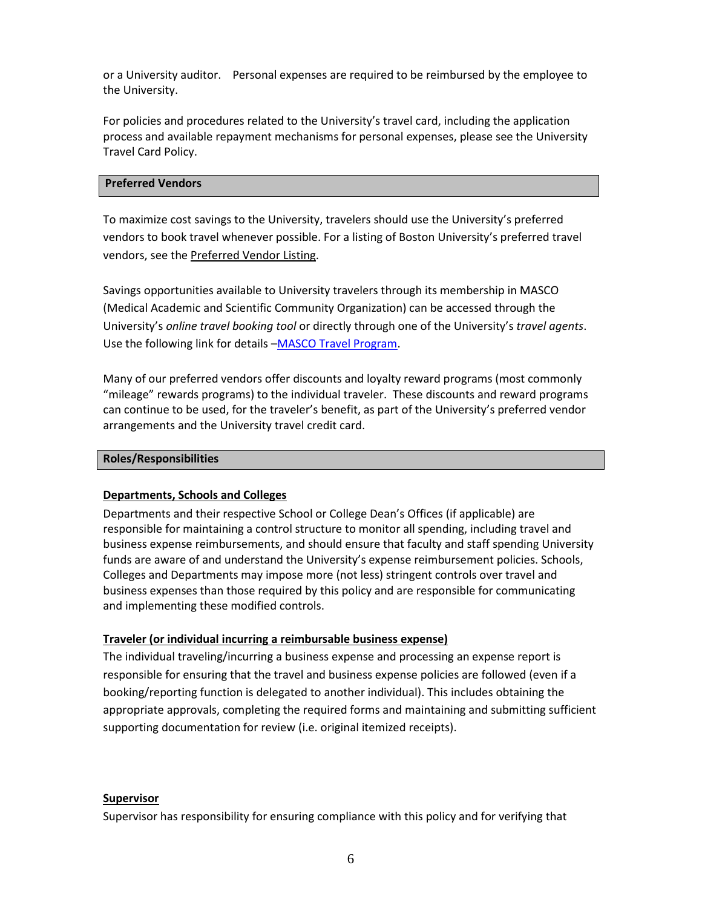or a University auditor. Personal expenses are required to be reimbursed by the employee to the University.

For policies and procedures related to the University's travel card, including the application process and available repayment mechanisms for personal expenses, please see the University Travel Card Policy.

## Preferred Vendors

To maximize cost savings to the University, travelers should use the University's preferred vendors to book travel whenever possible. For a listing of Boston University's preferred travel vendors, see the Preferred Vendor Listing.

Savings opportunities available to University travelers through its membership in MASCO (Medical Academic and Scientific Community Organization) can be accessed through the University's *online travel booking tool* or directly through one of the University's *travel agents*. Use the following link for details –MASCO Travel Program.

Many of our preferred vendors offer discounts and loyalty reward programs (most commonly "mileage" rewards programs) to the individual traveler. These discounts and reward programs can continue to be used, for the traveler's benefit, as part of the University's preferred vendor arrangements and the University travel credit card.

## Roles/Responsibilities

### Departments, Schools and Colleges

Departments and their respective School or College Dean's Offices (if applicable) are responsible for maintaining a control structure to monitor all spending, including travel and business expense reimbursements, and should ensure that faculty and staff spending University funds are aware of and understand the University's expense reimbursement policies. Schools, Colleges and Departments may impose more (not less) stringent controls over travel and business expenses than those required by this policy and are responsible for communicating and implementing these modified controls.

### Traveler (or individual incurring a reimbursable business expense)

The individual traveling/incurring a business expense and processing an expense report is responsible for ensuring that the travel and business expense policies are followed (even if a booking/reporting function is delegated to another individual). This includes obtaining the appropriate approvals, completing the required forms and maintaining and submitting sufficient supporting documentation for review (i.e. original itemized receipts).

### Supervisor

Supervisor has responsibility for ensuring compliance with this policy and for verifying that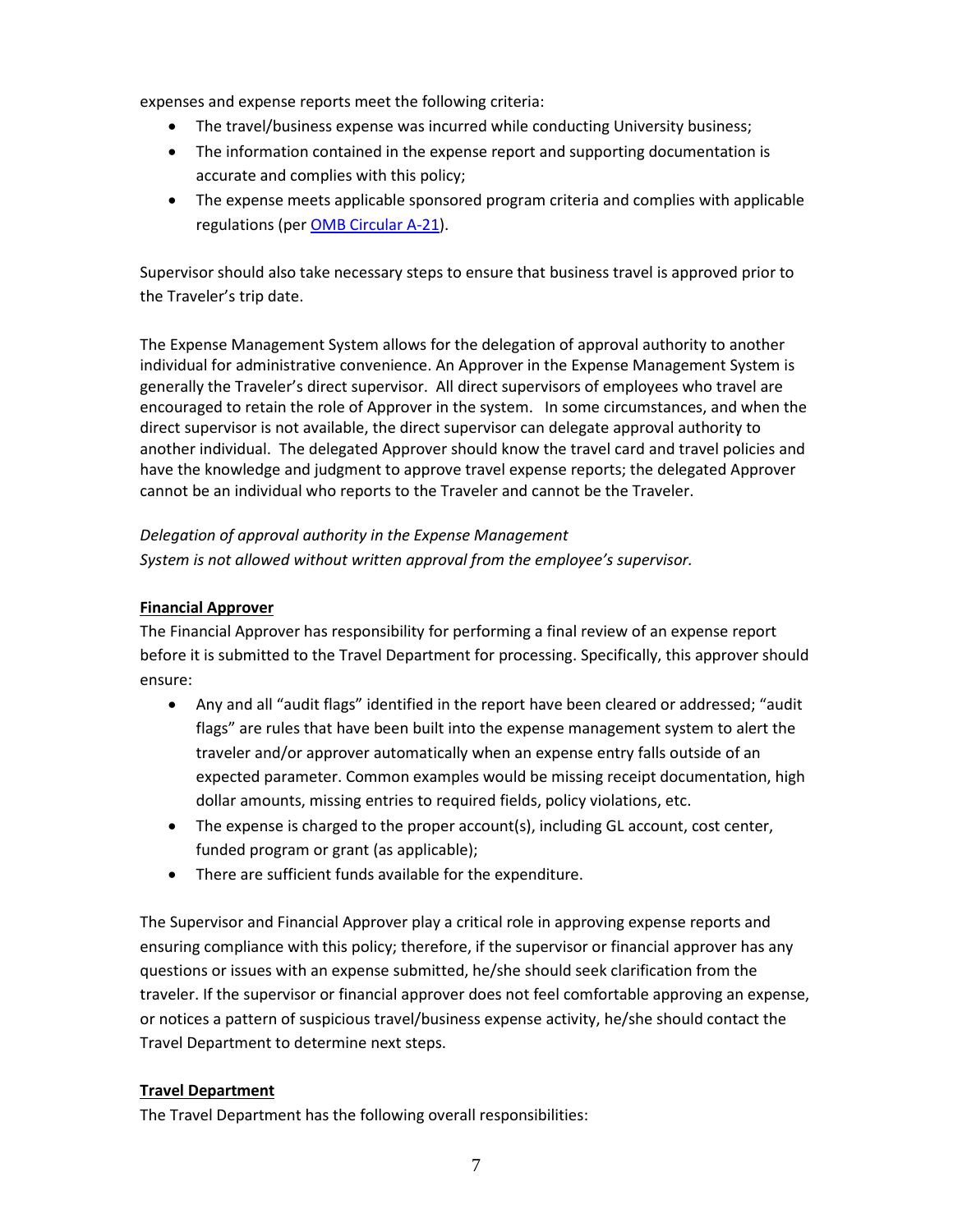expenses and expense reports meet the following criteria:

- The travel/business expense was incurred while conducting University business;
- The information contained in the expense report and supporting documentation is accurate and complies with this policy;
- The expense meets applicable sponsored program criteria and complies with applicable regulations (per OMB Circular A-21).

Supervisor should also take necessary steps to ensure that business travel is approved prior to the Traveler's trip date.

The Expense Management System allows for the delegation of approval authority to another individual for administrative convenience. An Approver in the Expense Management System is generally the Traveler's direct supervisor. All direct supervisors of employees who travel are encouraged to retain the role of Approver in the system. In some circumstances, and when the direct supervisor is not available, the direct supervisor can delegate approval authority to another individual. The delegated Approver should know the travel card and travel policies and have the knowledge and judgment to approve travel expense reports; the delegated Approver cannot be an individual who reports to the Traveler and cannot be the Traveler.

*Delegation of approval authority in the Expense Management System is not allowed without written approval from the employee's supervisor.*

**Financial Approver**

The Financial Approver has responsibility for performing a final review of an expense report before it is submitted to the Travel Department for processing. Specifically, this approver should ensure:

- Any and all "audit flags" identified in the report have been cleared or addressed; "audit flags" are rules that have been built into the expense management system to alert the traveler and/or approver automatically when an expense entry falls outside of an expected parameter. Common examples would be missing receipt documentation, high dollar amounts, missing entries to required fields, policy violations, etc.
- The expense is charged to the proper account(s), including GL account, cost center, funded program or grant (as applicable);
- There are sufficient funds available for the expenditure.

The Supervisor and Financial Approver play a critical role in approving expense reports and ensuring compliance with this policy; therefore, if the supervisor or financial approver has any questions or issues with an expense submitted, he/she should seek clarification from the traveler. If the supervisor or financial approver does not feel comfortable approving an expense, or notices a pattern of suspicious travel/business expense activity, he/she should contact the Travel Department to determine next steps.

**Travel Department**

The Travel Department has the following overall responsibilities: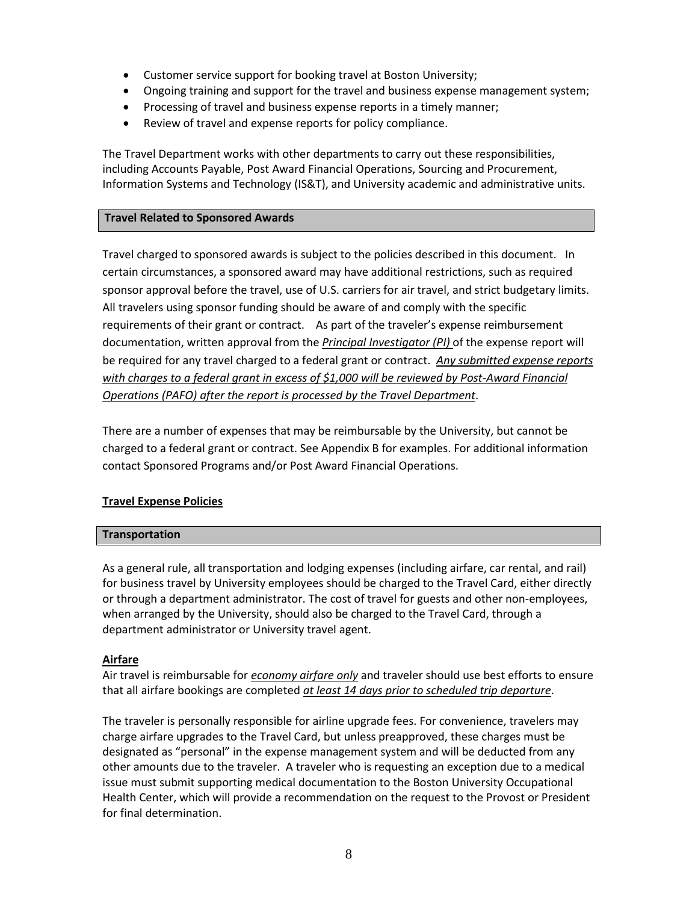- Customer service support for booking travel at Boston University;
- Ongoing training and support for the travel and business expense management system;
- Processing of travel and business expense reports in a timely manner;
- Review of travel and expense reports for policy compliance.

The Travel Department works with other departments to carry out these responsibilities, including Accounts Payable, Post Award Financial Operations, Sourcing and Procurement, Information Systems and Technology (IS&T), and University academic and administrative units.

## Travel Related to Sponsored Awards

Travel charged to sponsored awards is subject to the policies described in this document. In certain circumstances, a sponsored award may have additional restrictions, such as required sponsor approval before the travel, use of U.S. carriers for air travel, and strict budgetary limits. All travelers using sponsor funding should be aware of and comply with the specific requirements of their grant or contract. As part of the traveler's expense reimbursement documentation, written approval from the ***Principal Investigator (PI)*** of the expense report will be required for any travel charged to a federal grant or contract. ***Any submitted expense reports with charges to a federal grant in excess of $1,000 will be reviewed by Post-Award Financial Operations (PAFO) after the report is processed by the Travel Department***.

There are a number of expenses that may be reimbursable by the University, but cannot be charged to a federal grant or contract. See Appendix B for examples. For additional information contact Sponsored Programs and/or Post Award Financial Operations.

# Travel Expense Policies

## Transportation

As a general rule, all transportation and lodging expenses (including airfare, car rental, and rail) for business travel by University employees should be charged to the Travel Card, either directly or through a department administrator. The cost of travel for guests and other non-employees, when arranged by the University, should also be charged to the Travel Card, through a department administrator or University travel agent.

### Airfare

Air travel is reimbursable for ***economy airfare only*** and traveler should use best efforts to ensure that all airfare bookings are completed ***at least 14 days prior to scheduled trip departure***.

The traveler is personally responsible for airline upgrade fees. For convenience, travelers may charge airfare upgrades to the Travel Card, but unless preapproved, these charges must be designated as "personal" in the expense management system and will be deducted from any other amounts due to the traveler. A traveler who is requesting an exception due to a medical issue must submit supporting medical documentation to the Boston University Occupational Health Center, which will provide a recommendation on the request to the Provost or President for final determination.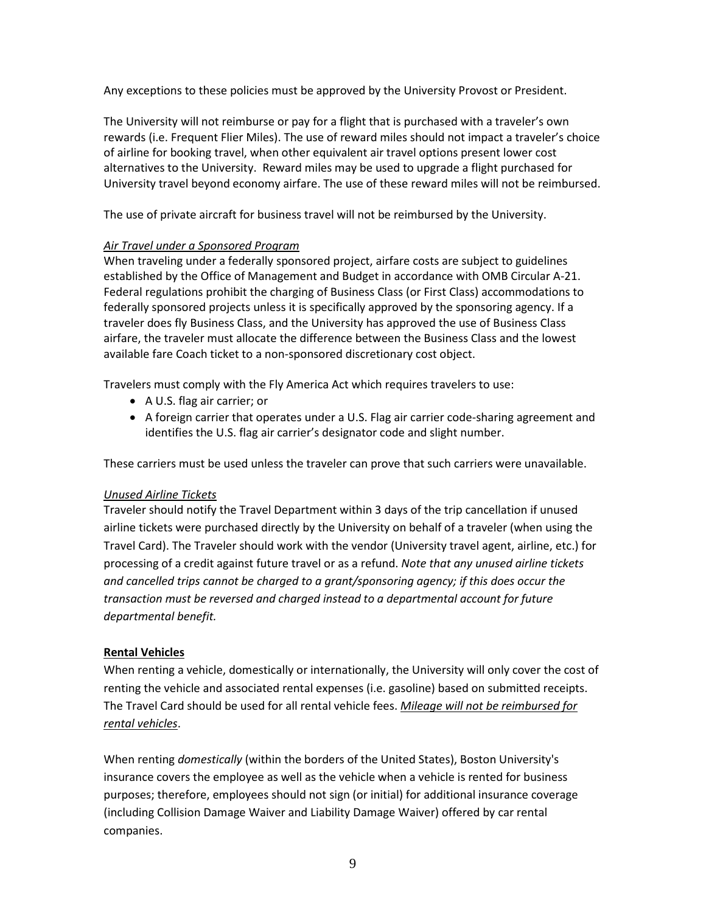Any exceptions to these policies must be approved by the University Provost or President.

The University will not reimburse or pay for a flight that is purchased with a traveler's own rewards (i.e. Frequent Flier Miles). The use of reward miles should not impact a traveler's choice of airline for booking travel, when other equivalent air travel options present lower cost alternatives to the University. Reward miles may be used to upgrade a flight purchased for University travel beyond economy airfare. The use of these reward miles will not be reimbursed.

The use of private aircraft for business travel will not be reimbursed by the University.

*Air Travel under a Sponsored Program*

When traveling under a federally sponsored project, airfare costs are subject to guidelines established by the Office of Management and Budget in accordance with OMB Circular A-21. Federal regulations prohibit the charging of Business Class (or First Class) accommodations to federally sponsored projects unless it is specifically approved by the sponsoring agency. If a traveler does fly Business Class, and the University has approved the use of Business Class airfare, the traveler must allocate the difference between the Business Class and the lowest available fare Coach ticket to a non-sponsored discretionary cost object.

Travelers must comply with the Fly America Act which requires travelers to use:

- A U.S. flag air carrier; or
- A foreign carrier that operates under a U.S. Flag air carrier code-sharing agreement and identifies the U.S. flag air carrier's designator code and slight number.

These carriers must be used unless the traveler can prove that such carriers were unavailable.

*Unused Airline Tickets*

Traveler should notify the Travel Department within 3 days of the trip cancellation if unused airline tickets were purchased directly by the University on behalf of a traveler (when using the Travel Card). The Traveler should work with the vendor (University travel agent, airline, etc.) for processing of a credit against future travel or as a refund. *Note that any unused airline tickets and cancelled trips cannot be charged to a grant/sponsoring agency; if this does occur the transaction must be reversed and charged instead to a departmental account for future departmental benefit.*

**Rental Vehicles**

When renting a vehicle, domestically or internationally, the University will only cover the cost of renting the vehicle and associated rental expenses (i.e. gasoline) based on submitted receipts. The Travel Card should be used for all rental vehicle fees. *Mileage will not be reimbursed for rental vehicles*.

When renting *domestically* (within the borders of the United States), Boston University's insurance covers the employee as well as the vehicle when a vehicle is rented for business purposes; therefore, employees should not sign (or initial) for additional insurance coverage (including Collision Damage Waiver and Liability Damage Waiver) offered by car rental companies.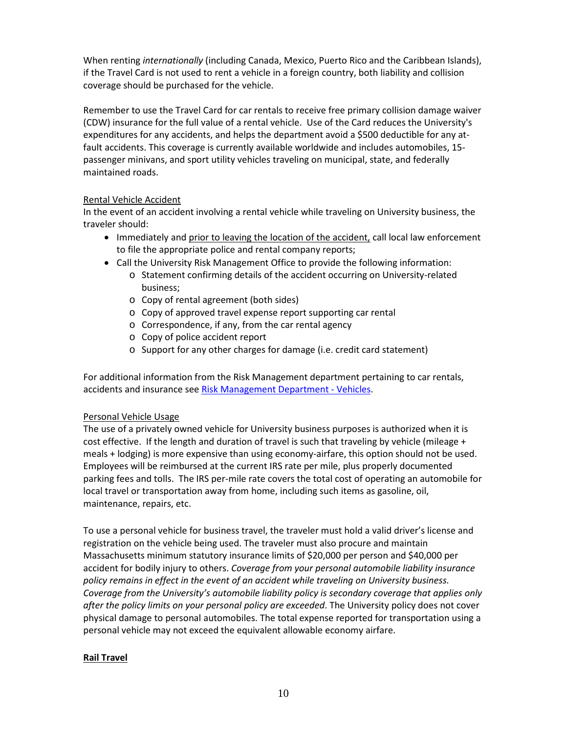When renting *internationally* (including Canada, Mexico, Puerto Rico and the Caribbean Islands), if the Travel Card is not used to rent a vehicle in a foreign country, both liability and collision coverage should be purchased for the vehicle.

Remember to use the Travel Card for car rentals to receive free primary collision damage waiver (CDW) insurance for the full value of a rental vehicle. Use of the Card reduces the University's expenditures for any accidents, and helps the department avoid a $500 deductible for any at-fault accidents. This coverage is currently available worldwide and includes automobiles, 15-passenger minivans, and sport utility vehicles traveling on municipal, state, and federally maintained roads.

Rental Vehicle Accident

In the event of an accident involving a rental vehicle while traveling on University business, the traveler should:

- Immediately and prior to leaving the location of the accident, call local law enforcement to file the appropriate police and rental company reports;
- Call the University Risk Management Office to provide the following information:
    - Statement confirming details of the accident occurring on University-related business;
    - Copy of rental agreement (both sides)
    - Copy of approved travel expense report supporting car rental
    - Correspondence, if any, from the car rental agency
    - Copy of police accident report
    - Support for any other charges for damage (i.e. credit card statement)

For additional information from the Risk Management department pertaining to car rentals, accidents and insurance see Risk Management Department - Vehicles.

Personal Vehicle Usage

The use of a privately owned vehicle for University business purposes is authorized when it is cost effective. If the length and duration of travel is such that traveling by vehicle (mileage + meals + lodging) is more expensive than using economy-airfare, this option should not be used. Employees will be reimbursed at the current IRS rate per mile, plus properly documented parking fees and tolls. The IRS per-mile rate covers the total cost of operating an automobile for local travel or transportation away from home, including such items as gasoline, oil, maintenance, repairs, etc.

To use a personal vehicle for business travel, the traveler must hold a valid driver's license and registration on the vehicle being used. The traveler must also procure and maintain Massachusetts minimum statutory insurance limits of $20,000 per person and $40,000 per accident for bodily injury to others. *Coverage from your personal automobile liability insurance policy remains in effect in the event of an accident while traveling on University business. Coverage from the University's automobile liability policy is secondary coverage that applies only after the policy limits on your personal policy are exceeded*. The University policy does not cover physical damage to personal automobiles. The total expense reported for transportation using a personal vehicle may not exceed the equivalent allowable economy airfare.

**Rail Travel**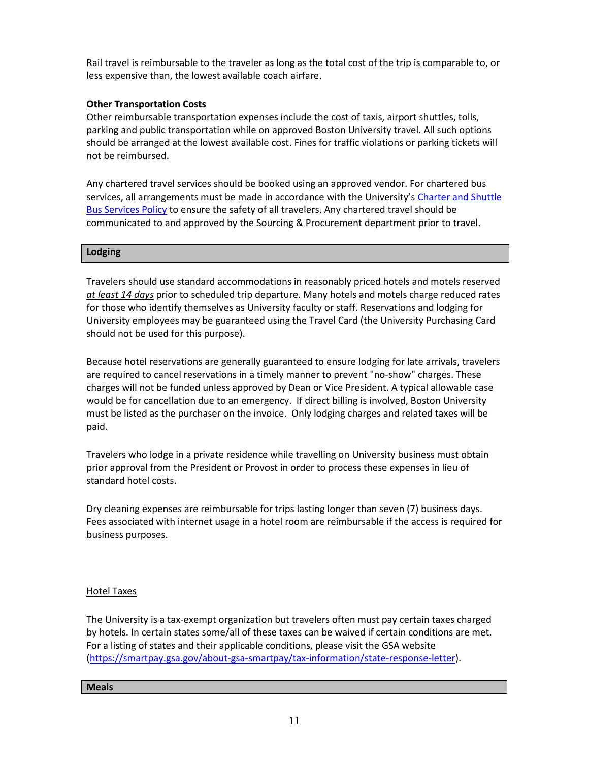Rail travel is reimbursable to the traveler as long as the total cost of the trip is comparable to, or less expensive than, the lowest available coach airfare.

**Other Transportation Costs**

Other reimbursable transportation expenses include the cost of taxis, airport shuttles, tolls, parking and public transportation while on approved Boston University travel. All such options should be arranged at the lowest available cost. Fines for traffic violations or parking tickets will not be reimbursed.

Any chartered travel services should be booked using an approved vendor. For chartered bus services, all arrangements must be made in accordance with the University's Charter and Shuttle Bus Services Policy to ensure the safety of all travelers. Any chartered travel should be communicated to and approved by the Sourcing & Procurement department prior to travel.

## Lodging

Travelers should use standard accommodations in reasonably priced hotels and motels reserved *at least 14 days* prior to scheduled trip departure. Many hotels and motels charge reduced rates for those who identify themselves as University faculty or staff. Reservations and lodging for University employees may be guaranteed using the Travel Card (the University Purchasing Card should not be used for this purpose).

Because hotel reservations are generally guaranteed to ensure lodging for late arrivals, travelers are required to cancel reservations in a timely manner to prevent "no-show" charges. These charges will not be funded unless approved by Dean or Vice President. A typical allowable case would be for cancellation due to an emergency. If direct billing is involved, Boston University must be listed as the purchaser on the invoice. Only lodging charges and related taxes will be paid.

Travelers who lodge in a private residence while travelling on University business must obtain prior approval from the President or Provost in order to process these expenses in lieu of standard hotel costs.

Dry cleaning expenses are reimbursable for trips lasting longer than seven (7) business days. Fees associated with internet usage in a hotel room are reimbursable if the access is required for business purposes.

### Hotel Taxes

The University is a tax-exempt organization but travelers often must pay certain taxes charged by hotels. In certain states some/all of these taxes can be waived if certain conditions are met. For a listing of states and their applicable conditions, please visit the GSA website (https://smartpay.gsa.gov/about-gsa-smartpay/tax-information/state-response-letter).

## Meals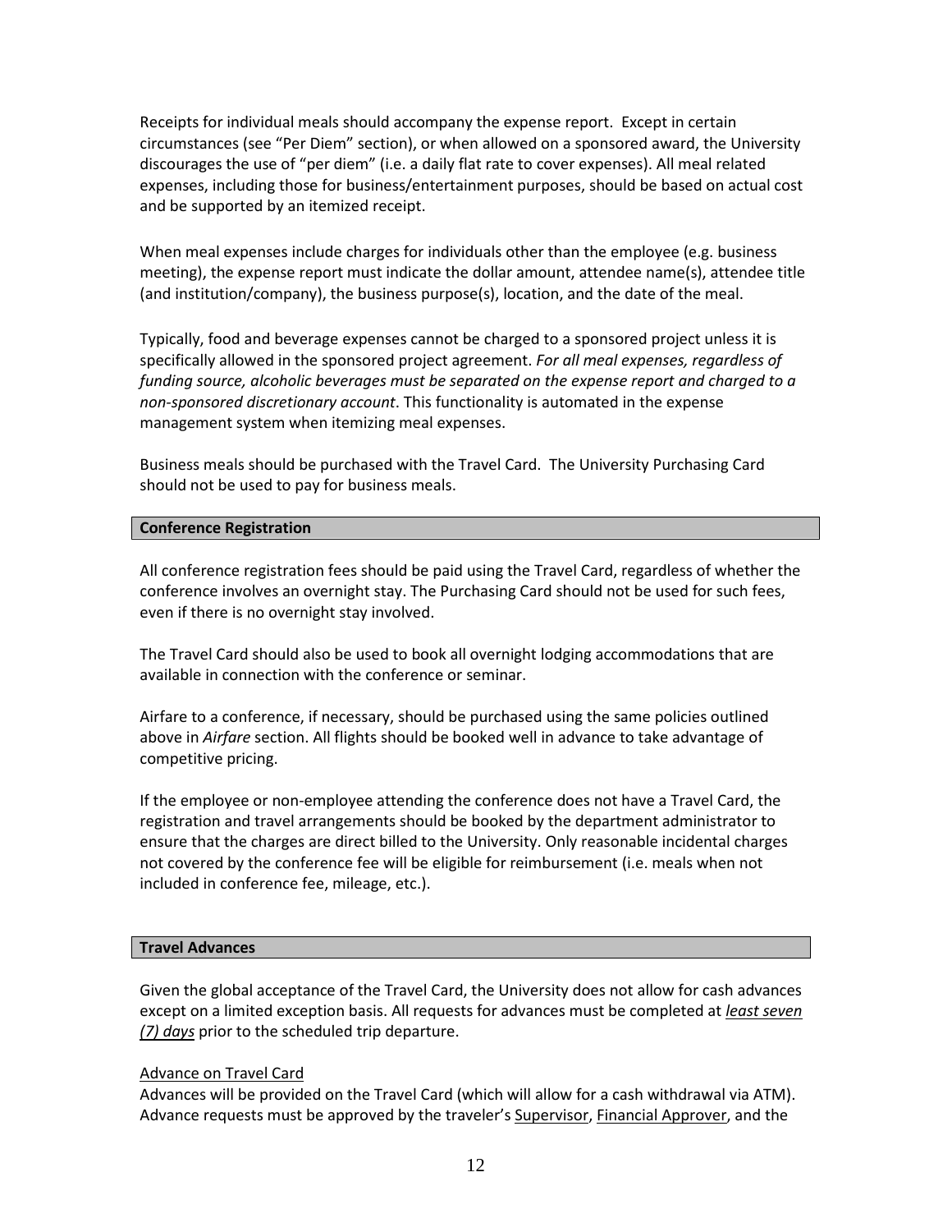Receipts for individual meals should accompany the expense report. Except in certain circumstances (see "Per Diem" section), or when allowed on a sponsored award, the University discourages the use of "per diem" (i.e. a daily flat rate to cover expenses). All meal related expenses, including those for business/entertainment purposes, should be based on actual cost and be supported by an itemized receipt.

When meal expenses include charges for individuals other than the employee (e.g. business meeting), the expense report must indicate the dollar amount, attendee name(s), attendee title (and institution/company), the business purpose(s), location, and the date of the meal.

Typically, food and beverage expenses cannot be charged to a sponsored project unless it is specifically allowed in the sponsored project agreement. *For all meal expenses, regardless of funding source, alcoholic beverages must be separated on the expense report and charged to a non-sponsored discretionary account*. This functionality is automated in the expense management system when itemizing meal expenses.

Business meals should be purchased with the Travel Card. The University Purchasing Card should not be used to pay for business meals.

## Conference Registration

All conference registration fees should be paid using the Travel Card, regardless of whether the conference involves an overnight stay. The Purchasing Card should not be used for such fees, even if there is no overnight stay involved.

The Travel Card should also be used to book all overnight lodging accommodations that are available in connection with the conference or seminar.

Airfare to a conference, if necessary, should be purchased using the same policies outlined above in *Airfare* section. All flights should be booked well in advance to take advantage of competitive pricing.

If the employee or non-employee attending the conference does not have a Travel Card, the registration and travel arrangements should be booked by the department administrator to ensure that the charges are direct billed to the University. Only reasonable incidental charges not covered by the conference fee will be eligible for reimbursement (i.e. meals when not included in conference fee, mileage, etc.).

## Travel Advances

Given the global acceptance of the Travel Card, the University does not allow for cash advances except on a limited exception basis. All requests for advances must be completed at *least seven (7) days* prior to the scheduled trip departure.

### Advance on Travel Card

Advances will be provided on the Travel Card (which will allow for a cash withdrawal via ATM). Advance requests must be approved by the traveler's Supervisor, Financial Approver, and the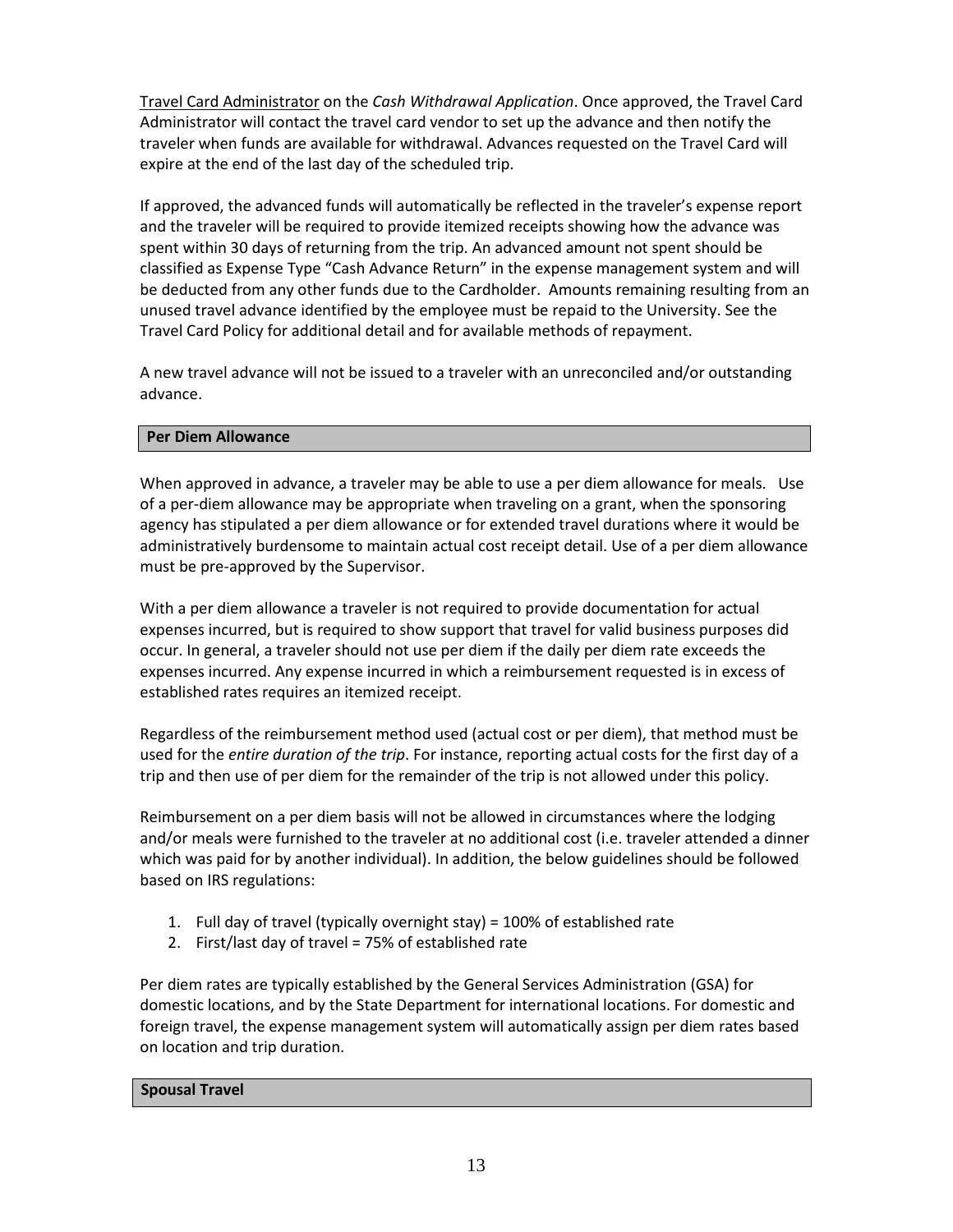Travel Card Administrator on the *Cash Withdrawal Application*. Once approved, the Travel Card Administrator will contact the travel card vendor to set up the advance and then notify the traveler when funds are available for withdrawal. Advances requested on the Travel Card will expire at the end of the last day of the scheduled trip.

If approved, the advanced funds will automatically be reflected in the traveler's expense report and the traveler will be required to provide itemized receipts showing how the advance was spent within 30 days of returning from the trip. An advanced amount not spent should be classified as Expense Type "Cash Advance Return" in the expense management system and will be deducted from any other funds due to the Cardholder. Amounts remaining resulting from an unused travel advance identified by the employee must be repaid to the University. See the Travel Card Policy for additional detail and for available methods of repayment.

A new travel advance will not be issued to a traveler with an unreconciled and/or outstanding advance.

## Per Diem Allowance

When approved in advance, a traveler may be able to use a per diem allowance for meals. Use of a per-diem allowance may be appropriate when traveling on a grant, when the sponsoring agency has stipulated a per diem allowance or for extended travel durations where it would be administratively burdensome to maintain actual cost receipt detail. Use of a per diem allowance must be pre-approved by the Supervisor.

With a per diem allowance a traveler is not required to provide documentation for actual expenses incurred, but is required to show support that travel for valid business purposes did occur. In general, a traveler should not use per diem if the daily per diem rate exceeds the expenses incurred. Any expense incurred in which a reimbursement requested is in excess of established rates requires an itemized receipt.

Regardless of the reimbursement method used (actual cost or per diem), that method must be used for the *entire duration of the trip*. For instance, reporting actual costs for the first day of a trip and then use of per diem for the remainder of the trip is not allowed under this policy.

Reimbursement on a per diem basis will not be allowed in circumstances where the lodging and/or meals were furnished to the traveler at no additional cost (i.e. traveler attended a dinner which was paid for by another individual). In addition, the below guidelines should be followed based on IRS regulations:

1. Full day of travel (typically overnight stay) = 100% of established rate
2. First/last day of travel = 75% of established rate

Per diem rates are typically established by the General Services Administration (GSA) for domestic locations, and by the State Department for international locations. For domestic and foreign travel, the expense management system will automatically assign per diem rates based on location and trip duration.

## Spousal Travel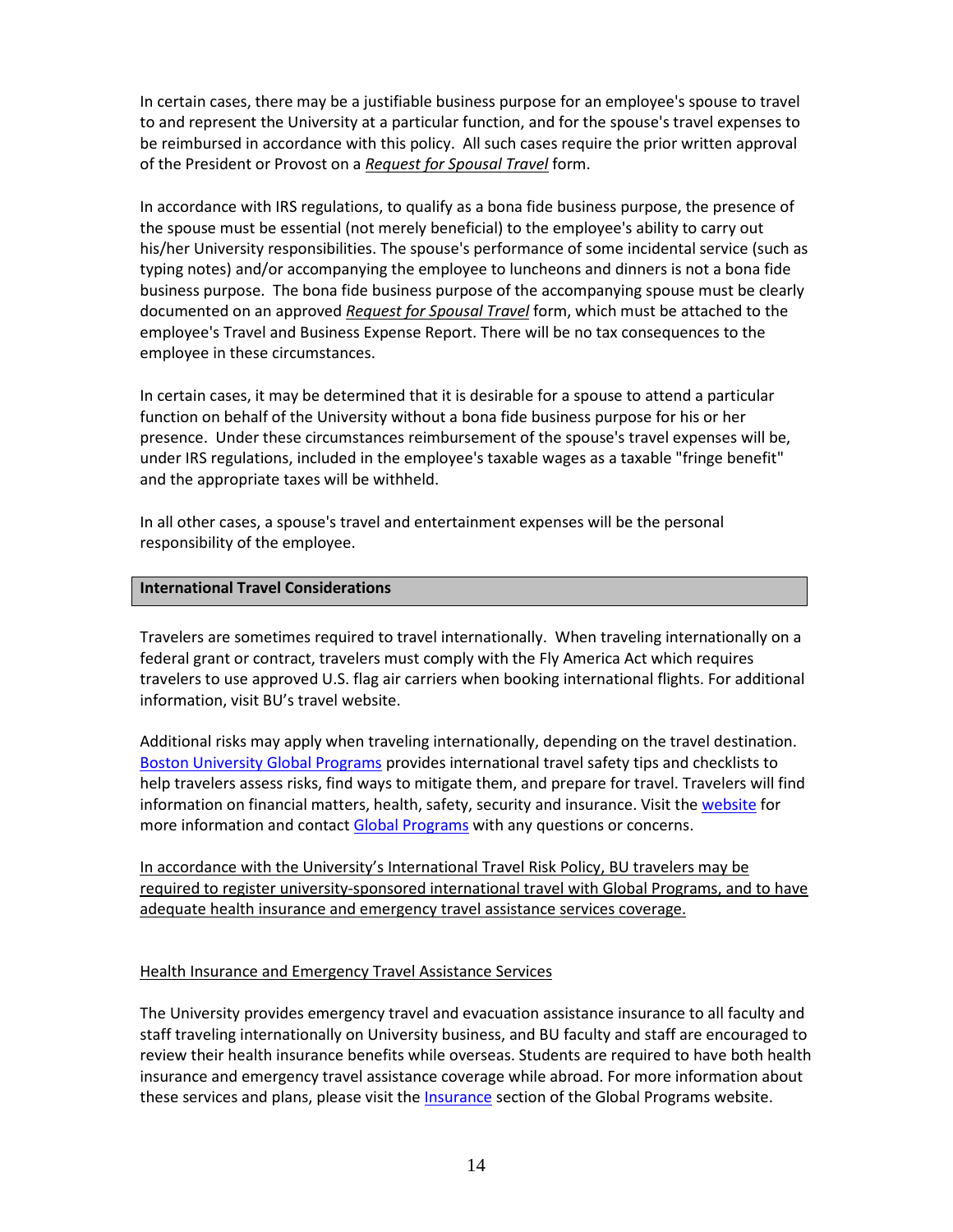In certain cases, there may be a justifiable business purpose for an employee's spouse to travel to and represent the University at a particular function, and for the spouse's travel expenses to be reimbursed in accordance with this policy. All such cases require the prior written approval of the President or Provost on a ***Request for Spousal Travel*** form.

In accordance with IRS regulations, to qualify as a bona fide business purpose, the presence of the spouse must be essential (not merely beneficial) to the employee's ability to carry out his/her University responsibilities. The spouse's performance of some incidental service (such as typing notes) and/or accompanying the employee to luncheons and dinners is not a bona fide business purpose. The bona fide business purpose of the accompanying spouse must be clearly documented on an approved ***Request for Spousal Travel*** form, which must be attached to the employee's Travel and Business Expense Report. There will be no tax consequences to the employee in these circumstances.

In certain cases, it may be determined that it is desirable for a spouse to attend a particular function on behalf of the University without a bona fide business purpose for his or her presence. Under these circumstances reimbursement of the spouse's travel expenses will be, under IRS regulations, included in the employee's taxable wages as a taxable "fringe benefit" and the appropriate taxes will be withheld.

In all other cases, a spouse's travel and entertainment expenses will be the personal responsibility of the employee.

## International Travel Considerations

Travelers are sometimes required to travel internationally. When traveling internationally on a federal grant or contract, travelers must comply with the Fly America Act which requires travelers to use approved U.S. flag air carriers when booking international flights. For additional information, visit BU's travel website.

Additional risks may apply when traveling internationally, depending on the travel destination. Boston University Global Programs provides international travel safety tips and checklists to help travelers assess risks, find ways to mitigate them, and prepare for travel. Travelers will find information on financial matters, health, safety, security and insurance. Visit the website for more information and contact Global Programs with any questions or concerns.

In accordance with the University's International Travel Risk Policy, BU travelers may be required to register university-sponsored international travel with Global Programs, and to have adequate health insurance and emergency travel assistance services coverage.

### Health Insurance and Emergency Travel Assistance Services

The University provides emergency travel and evacuation assistance insurance to all faculty and staff traveling internationally on University business, and BU faculty and staff are encouraged to review their health insurance benefits while overseas. Students are required to have both health insurance and emergency travel assistance coverage while abroad. For more information about these services and plans, please visit the Insurance section of the Global Programs website.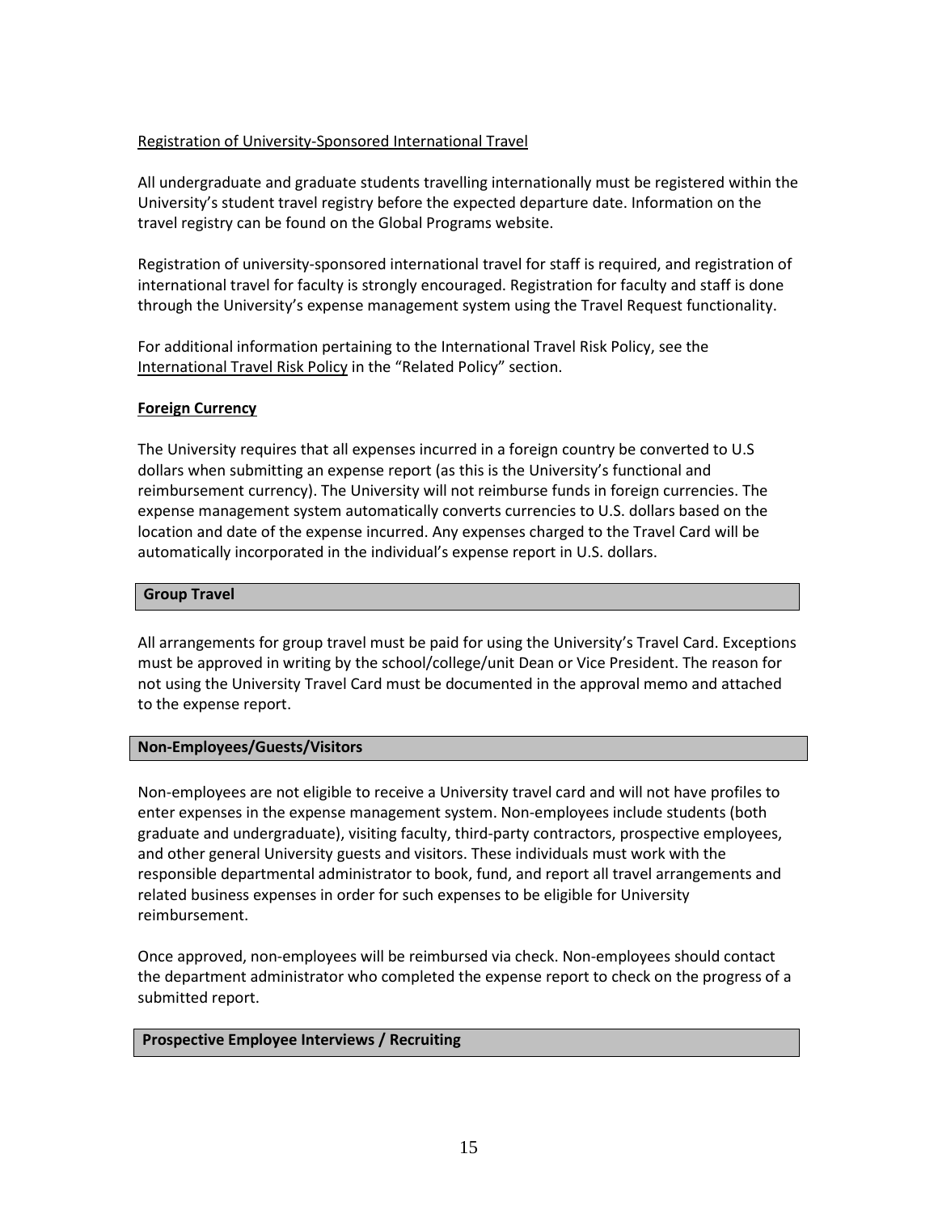Registration of University-Sponsored International Travel

All undergraduate and graduate students travelling internationally must be registered within the University's student travel registry before the expected departure date. Information on the travel registry can be found on the Global Programs website.

Registration of university-sponsored international travel for staff is required, and registration of international travel for faculty is strongly encouraged. Registration for faculty and staff is done through the University's expense management system using the Travel Request functionality.

For additional information pertaining to the International Travel Risk Policy, see the International Travel Risk Policy in the "Related Policy" section.

**Foreign Currency**

The University requires that all expenses incurred in a foreign country be converted to U.S dollars when submitting an expense report (as this is the University's functional and reimbursement currency). The University will not reimburse funds in foreign currencies. The expense management system automatically converts currencies to U.S. dollars based on the location and date of the expense incurred. Any expenses charged to the Travel Card will be automatically incorporated in the individual's expense report in U.S. dollars.

## Group Travel

All arrangements for group travel must be paid for using the University's Travel Card. Exceptions must be approved in writing by the school/college/unit Dean or Vice President. The reason for not using the University Travel Card must be documented in the approval memo and attached to the expense report.

## Non-Employees/Guests/Visitors

Non-employees are not eligible to receive a University travel card and will not have profiles to enter expenses in the expense management system. Non-employees include students (both graduate and undergraduate), visiting faculty, third-party contractors, prospective employees, and other general University guests and visitors. These individuals must work with the responsible departmental administrator to book, fund, and report all travel arrangements and related business expenses in order for such expenses to be eligible for University reimbursement.

Once approved, non-employees will be reimbursed via check. Non-employees should contact the department administrator who completed the expense report to check on the progress of a submitted report.

## Prospective Employee Interviews / Recruiting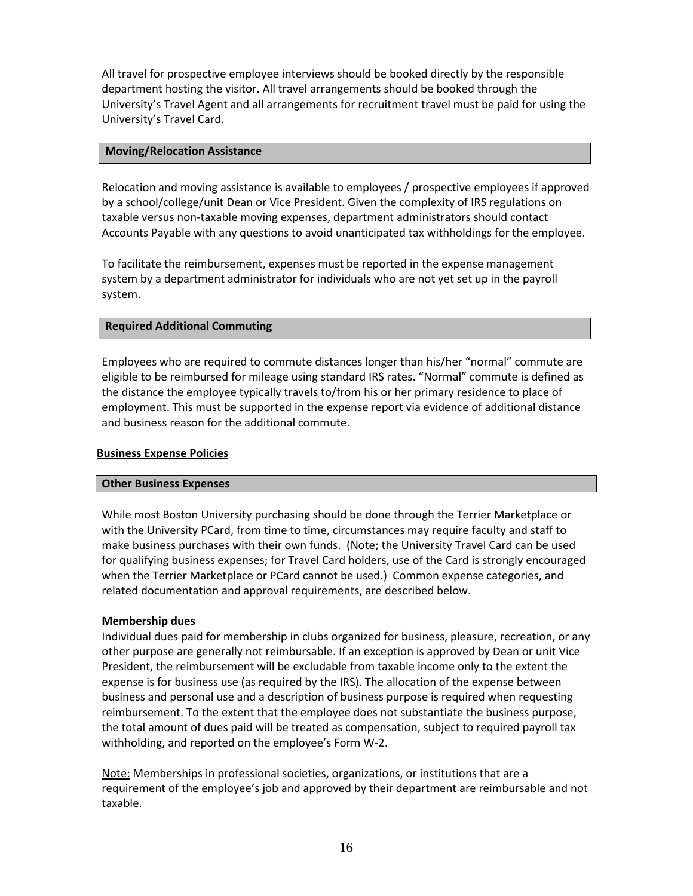All travel for prospective employee interviews should be booked directly by the responsible department hosting the visitor. All travel arrangements should be booked through the University's Travel Agent and all arrangements for recruitment travel must be paid for using the University's Travel Card.

### Moving/Relocation Assistance

Relocation and moving assistance is available to employees / prospective employees if approved by a school/college/unit Dean or Vice President. Given the complexity of IRS regulations on taxable versus non-taxable moving expenses, department administrators should contact Accounts Payable with any questions to avoid unanticipated tax withholdings for the employee.

To facilitate the reimbursement, expenses must be reported in the expense management system by a department administrator for individuals who are not yet set up in the payroll system.

### Required Additional Commuting

Employees who are required to commute distances longer than his/her "normal" commute are eligible to be reimbursed for mileage using standard IRS rates. "Normal" commute is defined as the distance the employee typically travels to/from his or her primary residence to place of employment. This must be supported in the expense report via evidence of additional distance and business reason for the additional commute.

## Business Expense Policies

### Other Business Expenses

While most Boston University purchasing should be done through the Terrier Marketplace or with the University PCard, from time to time, circumstances may require faculty and staff to make business purchases with their own funds. (Note; the University Travel Card can be used for qualifying business expenses; for Travel Card holders, use of the Card is strongly encouraged when the Terrier Marketplace or PCard cannot be used.) Common expense categories, and related documentation and approval requirements, are described below.

**Membership dues**

Individual dues paid for membership in clubs organized for business, pleasure, recreation, or any other purpose are generally not reimbursable. If an exception is approved by Dean or unit Vice President, the reimbursement will be excludable from taxable income only to the extent the expense is for business use (as required by the IRS). The allocation of the expense between business and personal use and a description of business purpose is required when requesting reimbursement. To the extent that the employee does not substantiate the business purpose, the total amount of dues paid will be treated as compensation, subject to required payroll tax withholding, and reported on the employee's Form W-2.

Note: Memberships in professional societies, organizations, or institutions that are a requirement of the employee's job and approved by their department are reimbursable and not taxable.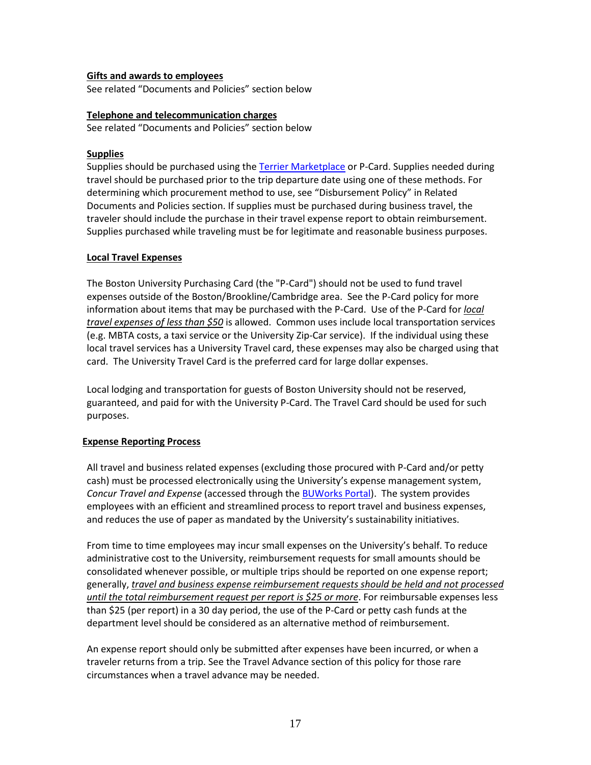**Gifts and awards to employees**

See related "Documents and Policies" section below

**Telephone and telecommunication charges**

See related "Documents and Policies" section below

**Supplies**

Supplies should be purchased using the [Terrier Marketplace] or P-Card. Supplies needed during travel should be purchased prior to the trip departure date using one of these methods. For determining which procurement method to use, see "Disbursement Policy" in Related Documents and Policies section. If supplies must be purchased during business travel, the traveler should include the purchase in their travel expense report to obtain reimbursement. Supplies purchased while traveling must be for legitimate and reasonable business purposes.

**Local Travel Expenses**

The Boston University Purchasing Card (the "P-Card") should not be used to fund travel expenses outside of the Boston/Brookline/Cambridge area. See the P-Card policy for more information about items that may be purchased with the P-Card. Use of the P-Card for ***local travel expenses of less than $50*** is allowed. Common uses include local transportation services (e.g. MBTA costs, a taxi service or the University Zip-Car service). If the individual using these local travel services has a University Travel card, these expenses may also be charged using that card. The University Travel Card is the preferred card for large dollar expenses.

Local lodging and transportation for guests of Boston University should not be reserved, guaranteed, and paid for with the University P-Card. The Travel Card should be used for such purposes.

**Expense Reporting Process**

All travel and business related expenses (excluding those procured with P-Card and/or petty cash) must be processed electronically using the University's expense management system, *Concur Travel and Expense* (accessed through the [BUWorks Portal]). The system provides employees with an efficient and streamlined process to report travel and business expenses, and reduces the use of paper as mandated by the University's sustainability initiatives.

From time to time employees may incur small expenses on the University's behalf. To reduce administrative cost to the University, reimbursement requests for small amounts should be consolidated whenever possible, or multiple trips should be reported on one expense report; generally, *travel and business expense reimbursement requests should be held and not processed until the total reimbursement request per report is $25 or more*. For reimbursable expenses less than $25 (per report) in a 30 day period, the use of the P-Card or petty cash funds at the department level should be considered as an alternative method of reimbursement.

An expense report should only be submitted after expenses have been incurred, or when a traveler returns from a trip. See the Travel Advance section of this policy for those rare circumstances when a travel advance may be needed.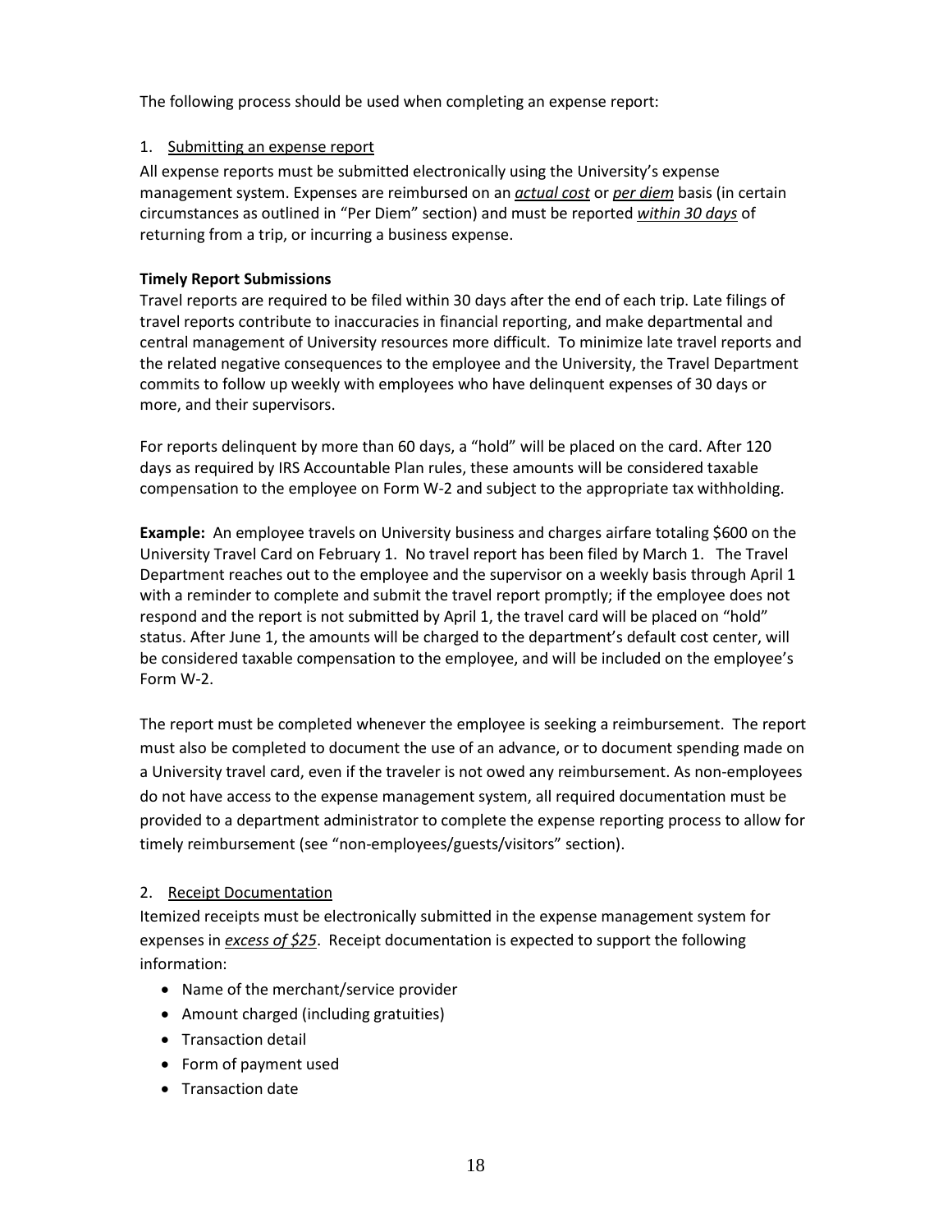The following process should be used when completing an expense report:

1. Submitting an expense report

All expense reports must be submitted electronically using the University's expense management system. Expenses are reimbursed on an ***actual cost*** or ***per diem*** basis (in certain circumstances as outlined in "Per Diem" section) and must be reported ***within 30 days*** of returning from a trip, or incurring a business expense.

**Timely Report Submissions**

Travel reports are required to be filed within 30 days after the end of each trip. Late filings of travel reports contribute to inaccuracies in financial reporting, and make departmental and central management of University resources more difficult. To minimize late travel reports and the related negative consequences to the employee and the University, the Travel Department commits to follow up weekly with employees who have delinquent expenses of 30 days or more, and their supervisors.

For reports delinquent by more than 60 days, a "hold" will be placed on the card. After 120 days as required by IRS Accountable Plan rules, these amounts will be considered taxable compensation to the employee on Form W-2 and subject to the appropriate tax withholding.

**Example:** An employee travels on University business and charges airfare totaling $600 on the University Travel Card on February 1. No travel report has been filed by March 1. The Travel Department reaches out to the employee and the supervisor on a weekly basis through April 1 with a reminder to complete and submit the travel report promptly; if the employee does not respond and the report is not submitted by April 1, the travel card will be placed on "hold" status. After June 1, the amounts will be charged to the department's default cost center, will be considered taxable compensation to the employee, and will be included on the employee's Form W-2.

The report must be completed whenever the employee is seeking a reimbursement. The report must also be completed to document the use of an advance, or to document spending made on a University travel card, even if the traveler is not owed any reimbursement. As non-employees do not have access to the expense management system, all required documentation must be provided to a department administrator to complete the expense reporting process to allow for timely reimbursement (see "non-employees/guests/visitors" section).

2. Receipt Documentation

Itemized receipts must be electronically submitted in the expense management system for expenses in ***excess of $25***. Receipt documentation is expected to support the following information:

- Name of the merchant/service provider
- Amount charged (including gratuities)
- Transaction detail
- Form of payment used
- Transaction date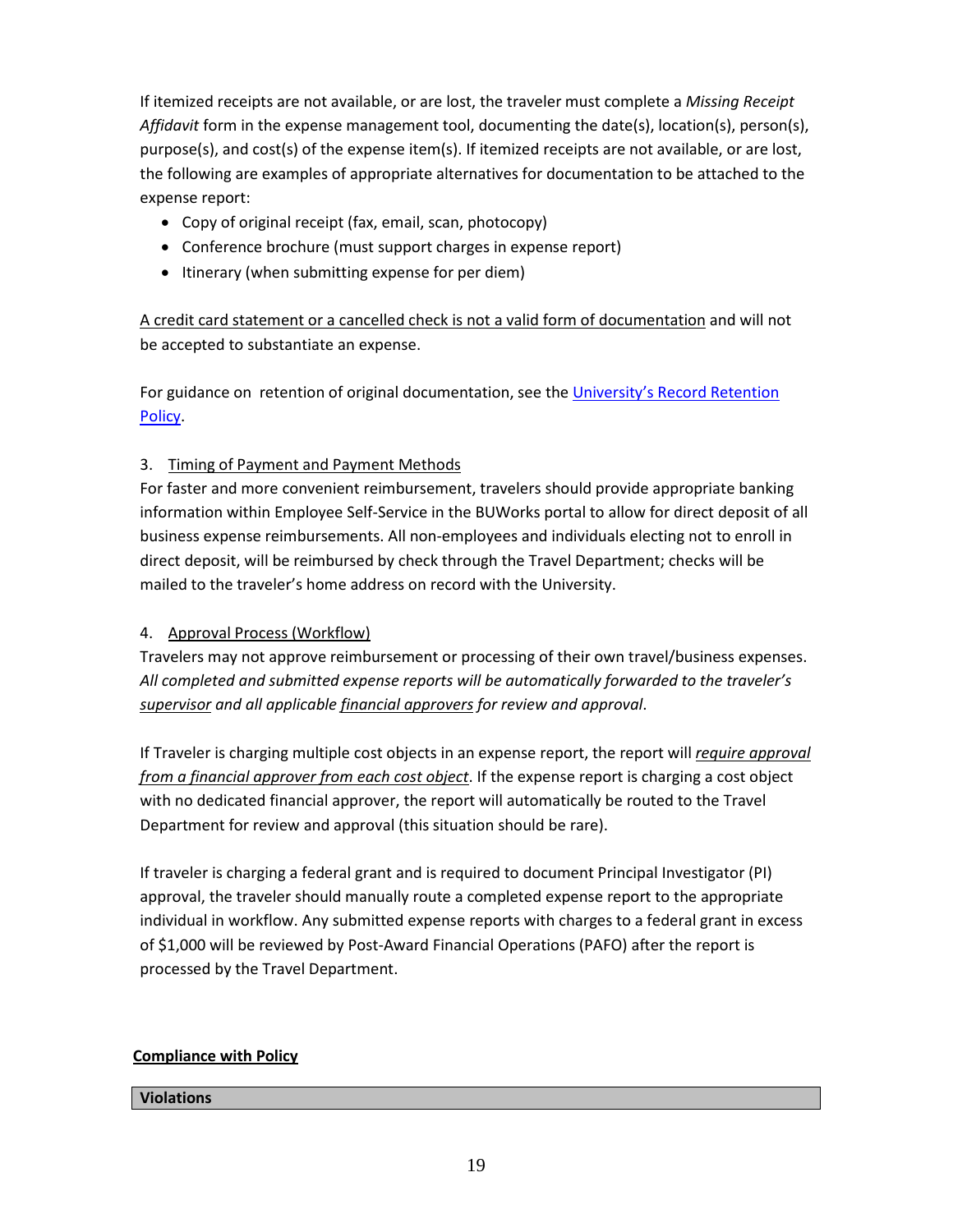If itemized receipts are not available, or are lost, the traveler must complete a *Missing Receipt Affidavit* form in the expense management tool, documenting the date(s), location(s), person(s), purpose(s), and cost(s) of the expense item(s). If itemized receipts are not available, or are lost, the following are examples of appropriate alternatives for documentation to be attached to the expense report:

- Copy of original receipt (fax, email, scan, photocopy)
- Conference brochure (must support charges in expense report)
- Itinerary (when submitting expense for per diem)

<u>A credit card statement or a cancelled check is not a valid form of documentation</u> and will not be accepted to substantiate an expense.

For guidance on retention of original documentation, see the [University's Record Retention Policy](University's Record Retention Policy).

3. <u>Timing of Payment and Payment Methods</u>

For faster and more convenient reimbursement, travelers should provide appropriate banking information within Employee Self-Service in the BUWorks portal to allow for direct deposit of all business expense reimbursements. All non-employees and individuals electing not to enroll in direct deposit, will be reimbursed by check through the Travel Department; checks will be mailed to the traveler's home address on record with the University.

4. <u>Approval Process (Workflow)</u>

Travelers may not approve reimbursement or processing of their own travel/business expenses. *All completed and submitted expense reports will be automatically forwarded to the traveler's <u>supervisor</u> and all applicable <u>financial approvers</u> for review and approval*.

If Traveler is charging multiple cost objects in an expense report, the report will *<u>require approval from a financial approver from each cost object</u>*. If the expense report is charging a cost object with no dedicated financial approver, the report will automatically be routed to the Travel Department for review and approval (this situation should be rare).

If traveler is charging a federal grant and is required to document Principal Investigator (PI) approval, the traveler should manually route a completed expense report to the appropriate individual in workflow. Any submitted expense reports with charges to a federal grant in excess of $1,000 will be reviewed by Post-Award Financial Operations (PAFO) after the report is processed by the Travel Department.

## <u>Compliance with Policy</u>

### Violations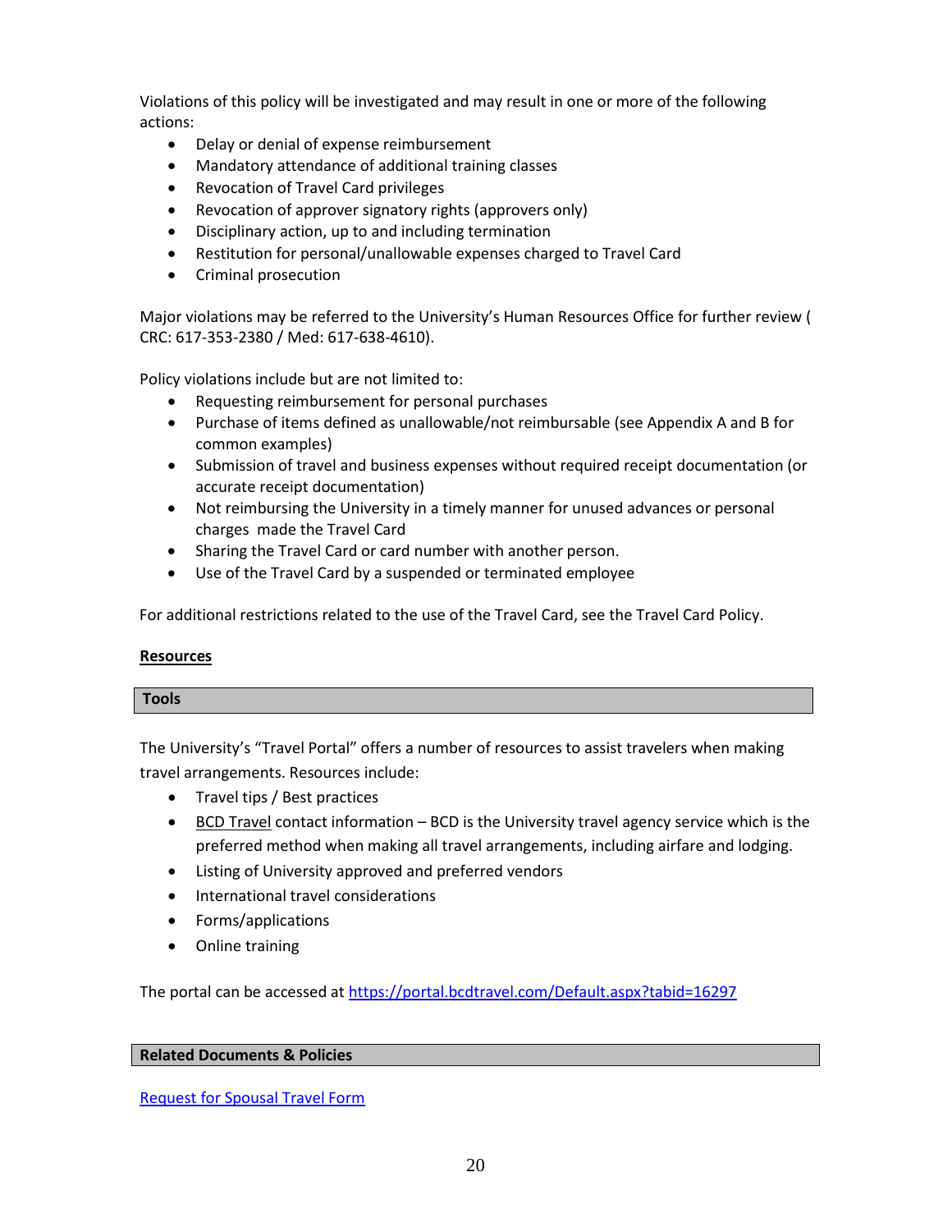Violations of this policy will be investigated and may result in one or more of the following actions:

- Delay or denial of expense reimbursement
- Mandatory attendance of additional training classes
- Revocation of Travel Card privileges
- Revocation of approver signatory rights (approvers only)
- Disciplinary action, up to and including termination
- Restitution for personal/unallowable expenses charged to Travel Card
- Criminal prosecution

Major violations may be referred to the University's Human Resources Office for further review ( CRC: 617-353-2380 / Med: 617-638-4610).

Policy violations include but are not limited to:

- Requesting reimbursement for personal purchases
- Purchase of items defined as unallowable/not reimbursable (see Appendix A and B for common examples)
- Submission of travel and business expenses without required receipt documentation (or accurate receipt documentation)
- Not reimbursing the University in a timely manner for unused advances or personal charges made the Travel Card
- Sharing the Travel Card or card number with another person.
- Use of the Travel Card by a suspended or terminated employee

For additional restrictions related to the use of the Travel Card, see the Travel Card Policy.

## Resources

### Tools

The University's "Travel Portal" offers a number of resources to assist travelers when making travel arrangements. Resources include:

- Travel tips / Best practices
- BCD Travel contact information – BCD is the University travel agency service which is the preferred method when making all travel arrangements, including airfare and lodging.
- Listing of University approved and preferred vendors
- International travel considerations
- Forms/applications
- Online training

The portal can be accessed at https://portal.bcdtravel.com/Default.aspx?tabid=16297

### Related Documents & Policies

Request for Spousal Travel Form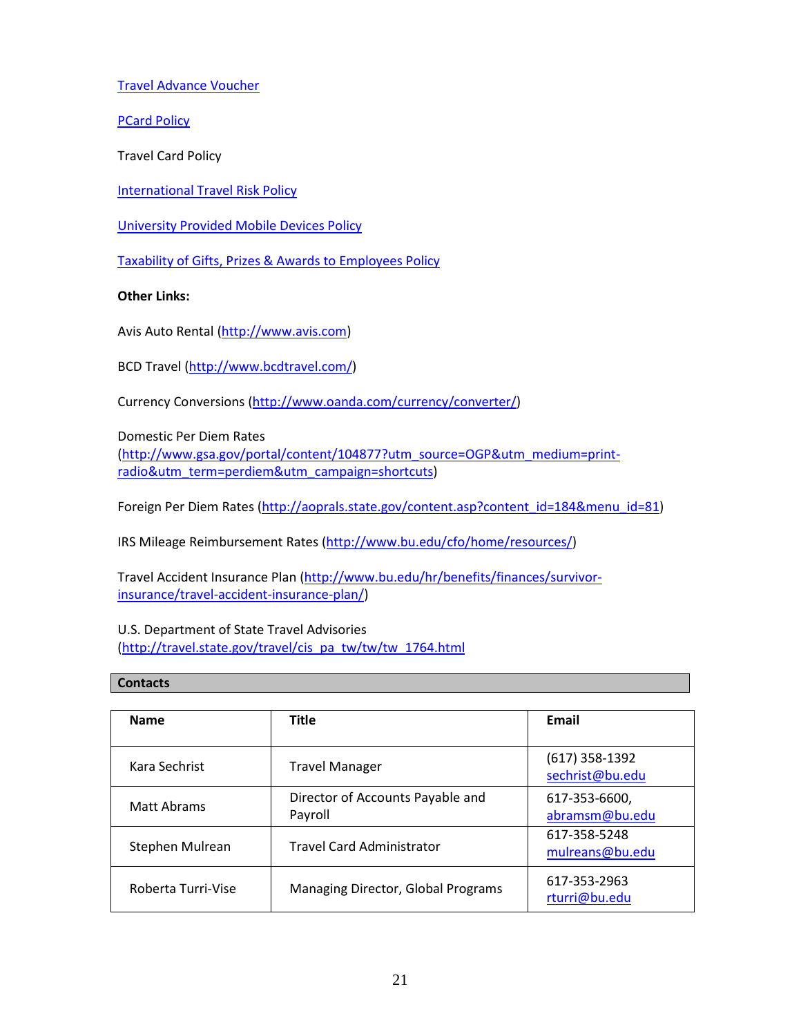[Travel Advance Voucher]

[PCard Policy]

Travel Card Policy

[International Travel Risk Policy]

[University Provided Mobile Devices Policy]

[Taxability of Gifts, Prizes & Awards to Employees Policy]

**Other Links:**

Avis Auto Rental (http://www.avis.com)

BCD Travel (http://www.bcdtravel.com/)

Currency Conversions (http://www.oanda.com/currency/converter/)

Domestic Per Diem Rates (http://www.gsa.gov/portal/content/104877?utm_source=OGP&utm_medium=print-radio&utm_term=perdiem&utm_campaign=shortcuts)

Foreign Per Diem Rates (http://aoprals.state.gov/content.asp?content_id=184&menu_id=81)

IRS Mileage Reimbursement Rates (http://www.bu.edu/cfo/home/resources/)

Travel Accident Insurance Plan (http://www.bu.edu/hr/benefits/finances/survivor-insurance/travel-accident-insurance-plan/)

U.S. Department of State Travel Advisories (http://travel.state.gov/travel/cis_pa_tw/tw/tw_1764.html

## Contacts

| Name | Title | Email |
|---|---|---|
| Kara Sechrist | Travel Manager | (617) 358-1392 sechrist@bu.edu |
| Matt Abrams | Director of Accounts Payable and Payroll | 617-353-6600, abramsm@bu.edu |
| Stephen Mulrean | Travel Card Administrator | 617-358-5248 mulreans@bu.edu |
| Roberta Turri-Vise | Managing Director, Global Programs | 617-353-2963 rturri@bu.edu |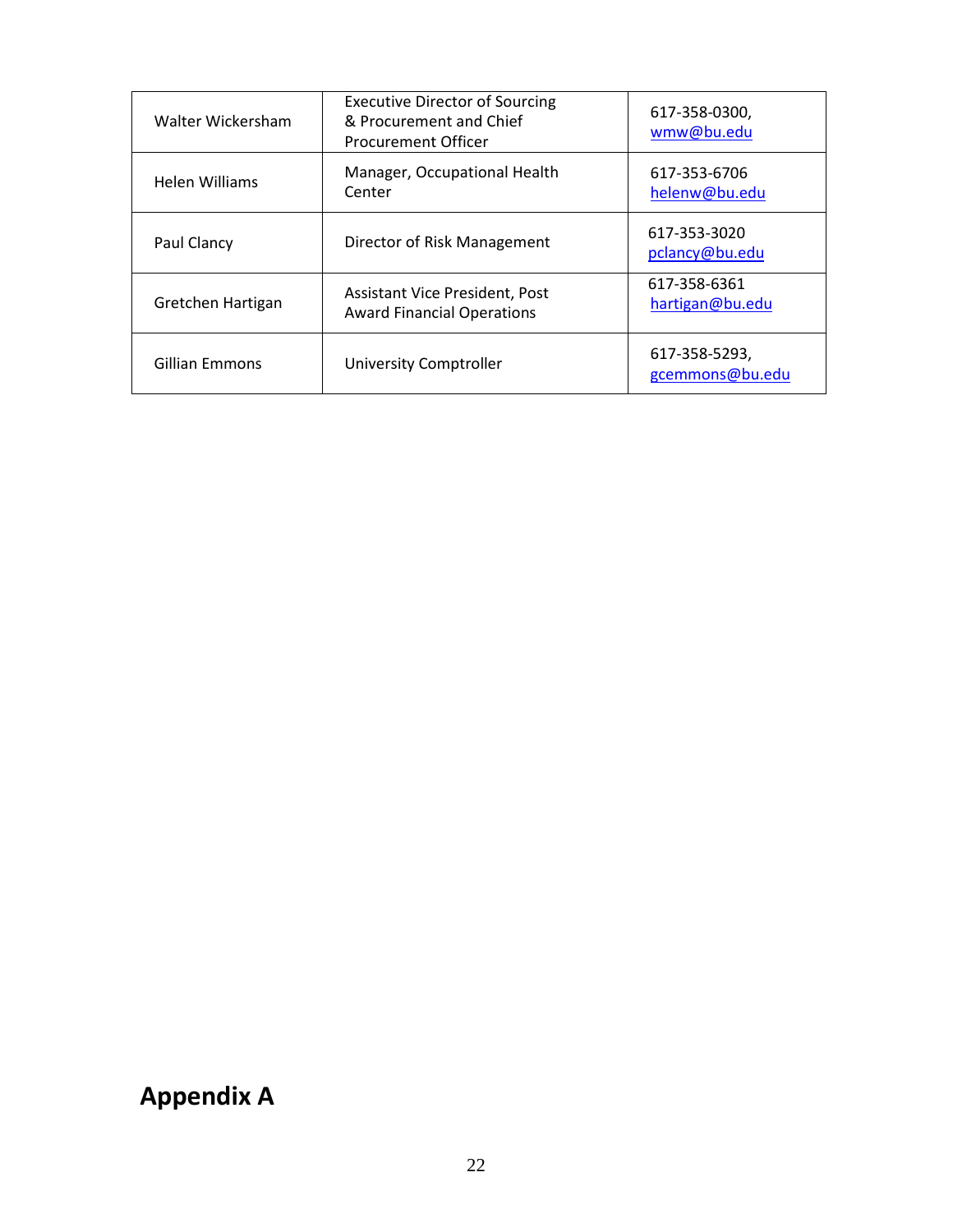| | | |
|---|---|---|
| Walter Wickersham | Executive Director of Sourcing & Procurement and Chief Procurement Officer | 617-358-0300, wmw@bu.edu |
| Helen Williams | Manager, Occupational Health Center | 617-353-6706 helenw@bu.edu |
| Paul Clancy | Director of Risk Management | 617-353-3020 pclancy@bu.edu |
| Gretchen Hartigan | Assistant Vice President, Post Award Financial Operations | 617-358-6361 hartigan@bu.edu |
| Gillian Emmons | University Comptroller | 617-358-5293, gcemmons@bu.edu |

# Appendix A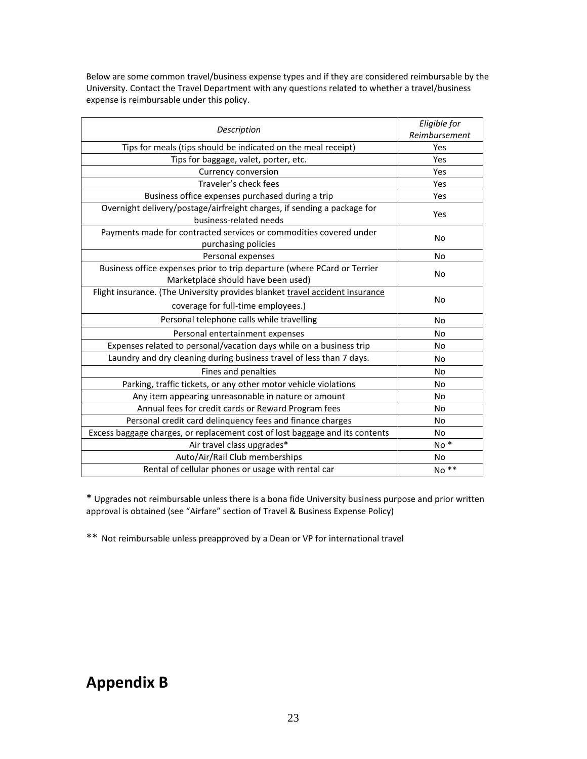Below are some common travel/business expense types and if they are considered reimbursable by the University. Contact the Travel Department with any questions related to whether a travel/business expense is reimbursable under this policy.

| *Description* | *Eligible for Reimbursement* |
|---|---|
| Tips for meals (tips should be indicated on the meal receipt) | Yes |
| Tips for baggage, valet, porter, etc. | Yes |
| Currency conversion | Yes |
| Traveler's check fees | Yes |
| Business office expenses purchased during a trip | Yes |
| Overnight delivery/postage/airfreight charges, if sending a package for business-related needs | Yes |
| Payments made for contracted services or commodities covered under purchasing policies | No |
| Personal expenses | No |
| Business office expenses prior to trip departure (where PCard or Terrier Marketplace should have been used) | No |
| Flight insurance. (The University provides blanket travel accident insurance coverage for full-time employees.) | No |
| Personal telephone calls while travelling | No |
| Personal entertainment expenses | No |
| Expenses related to personal/vacation days while on a business trip | No |
| Laundry and dry cleaning during business travel of less than 7 days. | No |
| Fines and penalties | No |
| Parking, traffic tickets, or any other motor vehicle violations | No |
| Any item appearing unreasonable in nature or amount | No |
| Annual fees for credit cards or Reward Program fees | No |
| Personal credit card delinquency fees and finance charges | No |
| Excess baggage charges, or replacement cost of lost baggage and its contents | No |
| Air travel class upgrades* | No * |
| Auto/Air/Rail Club memberships | No |
| Rental of cellular phones or usage with rental car | No ** |

\* Upgrades not reimbursable unless there is a bona fide University business purpose and prior written approval is obtained (see "Airfare" section of Travel & Business Expense Policy)

\*\* Not reimbursable unless preapproved by a Dean or VP for international travel

# Appendix B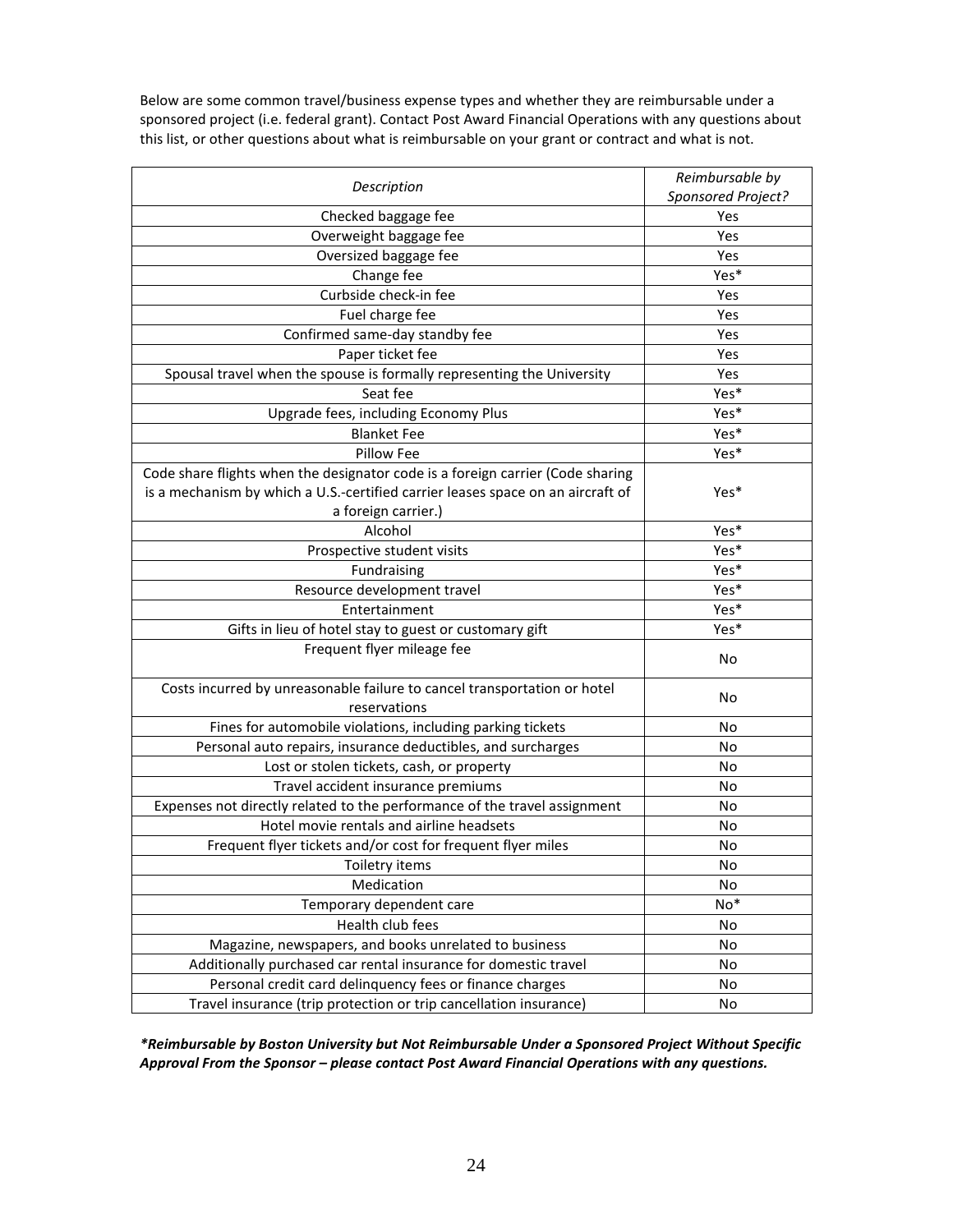Below are some common travel/business expense types and whether they are reimbursable under a sponsored project (i.e. federal grant). Contact Post Award Financial Operations with any questions about this list, or other questions about what is reimbursable on your grant or contract and what is not.

| *Description* | *Reimbursable by Sponsored Project?* |
|---|---|
| Checked baggage fee | Yes |
| Overweight baggage fee | Yes |
| Oversized baggage fee | Yes |
| Change fee | Yes* |
| Curbside check-in fee | Yes |
| Fuel charge fee | Yes |
| Confirmed same-day standby fee | Yes |
| Paper ticket fee | Yes |
| Spousal travel when the spouse is formally representing the University | Yes |
| Seat fee | Yes* |
| Upgrade fees, including Economy Plus | Yes* |
| Blanket Fee | Yes* |
| Pillow Fee | Yes* |
| Code share flights when the designator code is a foreign carrier (Code sharing is a mechanism by which a U.S.-certified carrier leases space on an aircraft of a foreign carrier.) | Yes* |
| Alcohol | Yes* |
| Prospective student visits | Yes* |
| Fundraising | Yes* |
| Resource development travel | Yes* |
| Entertainment | Yes* |
| Gifts in lieu of hotel stay to guest or customary gift | Yes* |
| Frequent flyer mileage fee | No |
| Costs incurred by unreasonable failure to cancel transportation or hotel reservations | No |
| Fines for automobile violations, including parking tickets | No |
| Personal auto repairs, insurance deductibles, and surcharges | No |
| Lost or stolen tickets, cash, or property | No |
| Travel accident insurance premiums | No |
| Expenses not directly related to the performance of the travel assignment | No |
| Hotel movie rentals and airline headsets | No |
| Frequent flyer tickets and/or cost for frequent flyer miles | No |
| Toiletry items | No |
| Medication | No |
| Temporary dependent care | No* |
| Health club fees | No |
| Magazine, newspapers, and books unrelated to business | No |
| Additionally purchased car rental insurance for domestic travel | No |
| Personal credit card delinquency fees or finance charges | No |
| Travel insurance (trip protection or trip cancellation insurance) | No |

***Reimbursable by Boston University but Not Reimbursable Under a Sponsored Project Without Specific Approval From the Sponsor – please contact Post Award Financial Operations with any questions.***